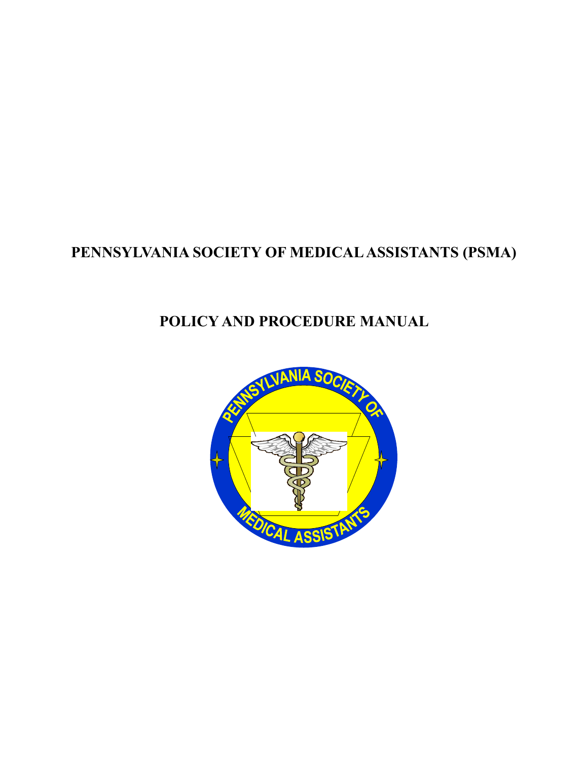# PENNSYLVANIA SOCIETY OF MEDICAL ASSISTANTS (PSMA)

## POLICY AND PROCEDURE MANUAL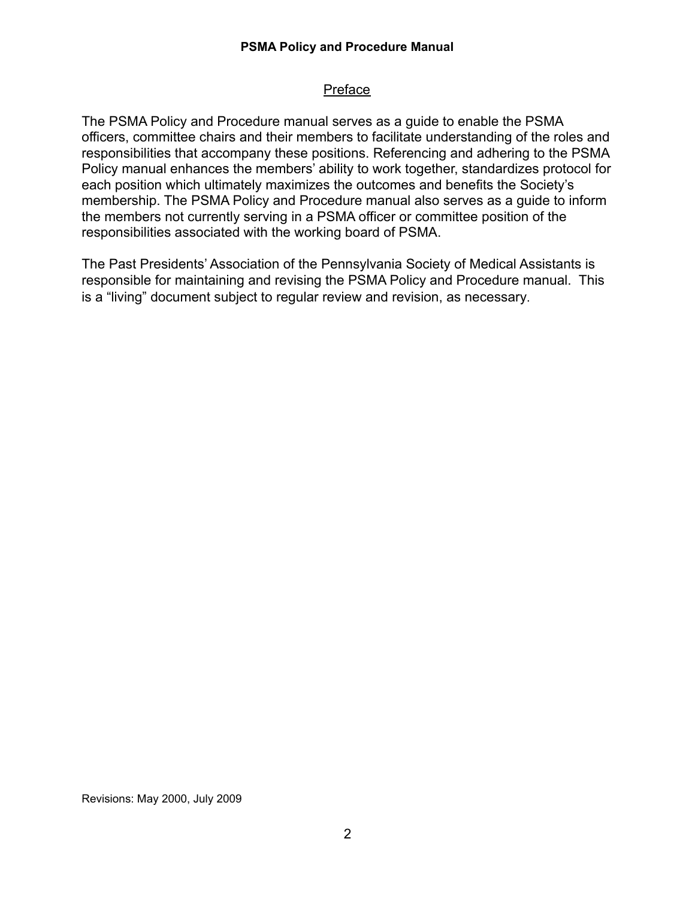## Preface

The PSMA Policy and Procedure manual serves as a guide to enable the PSMA officers, committee chairs and their members to facilitate understanding of the roles and responsibilities that accompany these positions. Referencing and adhering to the PSMA Policy manual enhances the members' ability to work together, standardizes protocol for each position which ultimately maximizes the outcomes and benefits the Society's membership. The PSMA Policy and Procedure manual also serves as a guide to inform the members not currently serving in a PSMA officer or committee position of the responsibilities associated with the working board of PSMA.

The Past Presidents' Association of the Pennsylvania Society of Medical Assistants is responsible for maintaining and revising the PSMA Policy and Procedure manual. This is a "living" document subject to regular review and revision, as necessary.

Revisions: May 2000, July 2009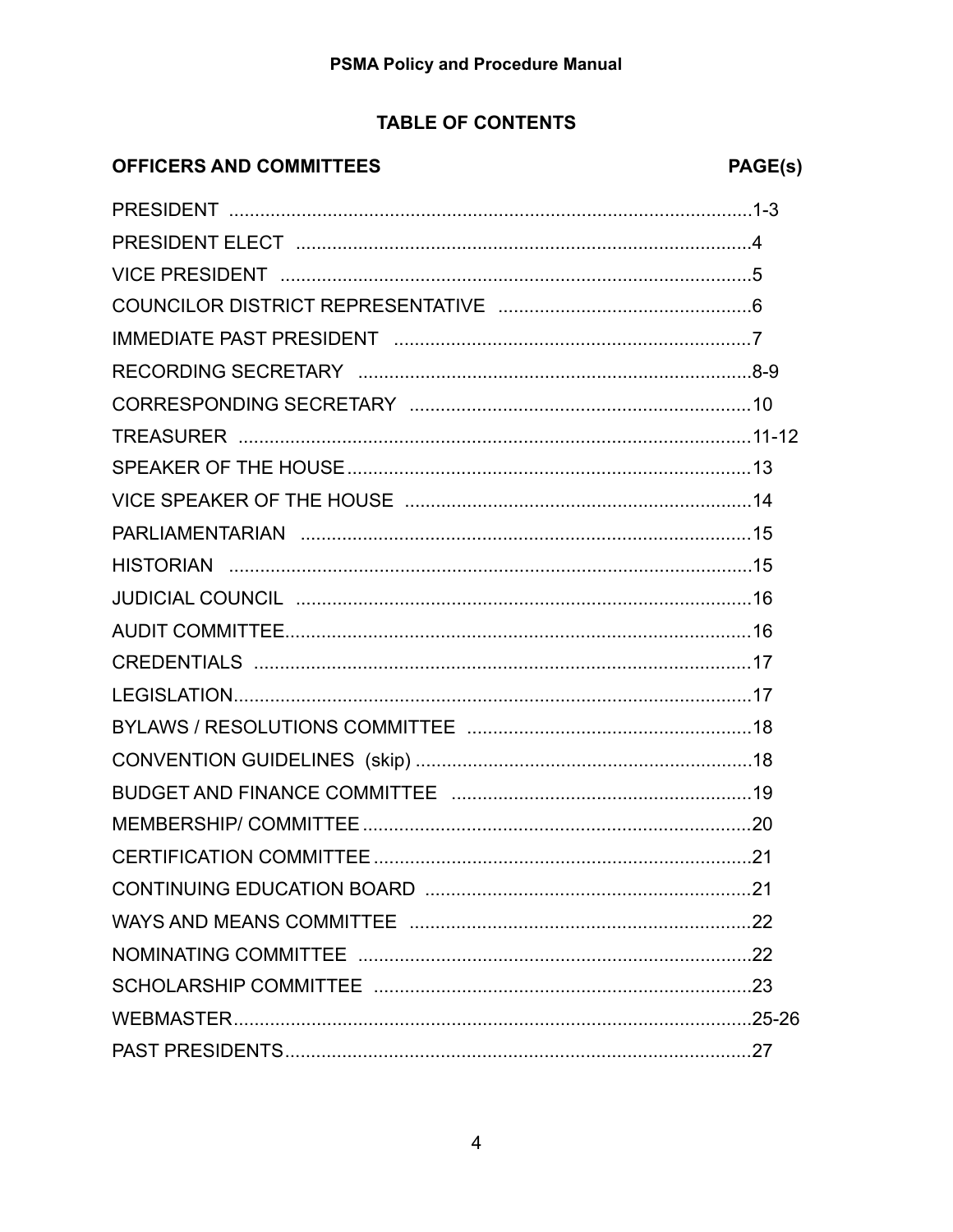## TABLE OF CONTENTS

| OFFICERS AND COMMITTEES | PAGE(s) |
| --- | --- |
| PRESIDENT | 1-3 |
| PRESIDENT ELECT | 4 |
| VICE PRESIDENT | 5 |
| COUNCILOR DISTRICT REPRESENTATIVE | 6 |
| IMMEDIATE PAST PRESIDENT | 7 |
| RECORDING SECRETARY | 8-9 |
| CORRESPONDING SECRETARY | 10 |
| TREASURER | 11-12 |
| SPEAKER OF THE HOUSE | 13 |
| VICE SPEAKER OF THE HOUSE | 14 |
| PARLIAMENTARIAN | 15 |
| HISTORIAN | 15 |
| JUDICIAL COUNCIL | 16 |
| AUDIT COMMITTEE | 16 |
| CREDENTIALS | 17 |
| LEGISLATION | 17 |
| BYLAWS / RESOLUTIONS COMMITTEE | 18 |
| CONVENTION GUIDELINES (skip) | 18 |
| BUDGET AND FINANCE COMMITTEE | 19 |
| MEMBERSHIP/ COMMITTEE | 20 |
| CERTIFICATION COMMITTEE | 21 |
| CONTINUING EDUCATION BOARD | 21 |
| WAYS AND MEANS COMMITTEE | 22 |
| NOMINATING COMMITTEE | 22 |
| SCHOLARSHIP COMMITTEE | 23 |
| WEBMASTER | 25-26 |
| PAST PRESIDENTS | 27 |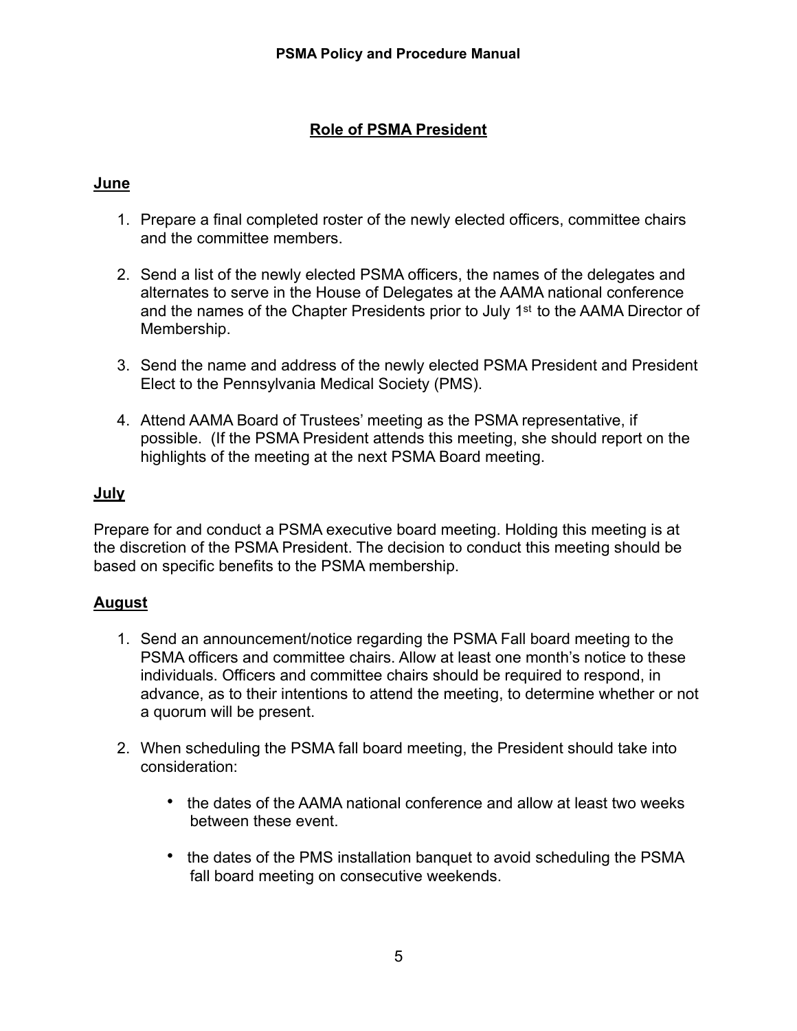## Role of PSMA President

### June

1. Prepare a final completed roster of the newly elected officers, committee chairs and the committee members.

2. Send a list of the newly elected PSMA officers, the names of the delegates and alternates to serve in the House of Delegates at the AAMA national conference and the names of the Chapter Presidents prior to July 1st to the AAMA Director of Membership.

3. Send the name and address of the newly elected PSMA President and President Elect to the Pennsylvania Medical Society (PMS).

4. Attend AAMA Board of Trustees' meeting as the PSMA representative, if possible. (If the PSMA President attends this meeting, she should report on the highlights of the meeting at the next PSMA Board meeting.

### July

Prepare for and conduct a PSMA executive board meeting. Holding this meeting is at the discretion of the PSMA President. The decision to conduct this meeting should be based on specific benefits to the PSMA membership.

### August

1. Send an announcement/notice regarding the PSMA Fall board meeting to the PSMA officers and committee chairs. Allow at least one month's notice to these individuals. Officers and committee chairs should be required to respond, in advance, as to their intentions to attend the meeting, to determine whether or not a quorum will be present.

2. When scheduling the PSMA fall board meeting, the President should take into consideration:

   - the dates of the AAMA national conference and allow at least two weeks between these event.

   - the dates of the PMS installation banquet to avoid scheduling the PSMA fall board meeting on consecutive weekends.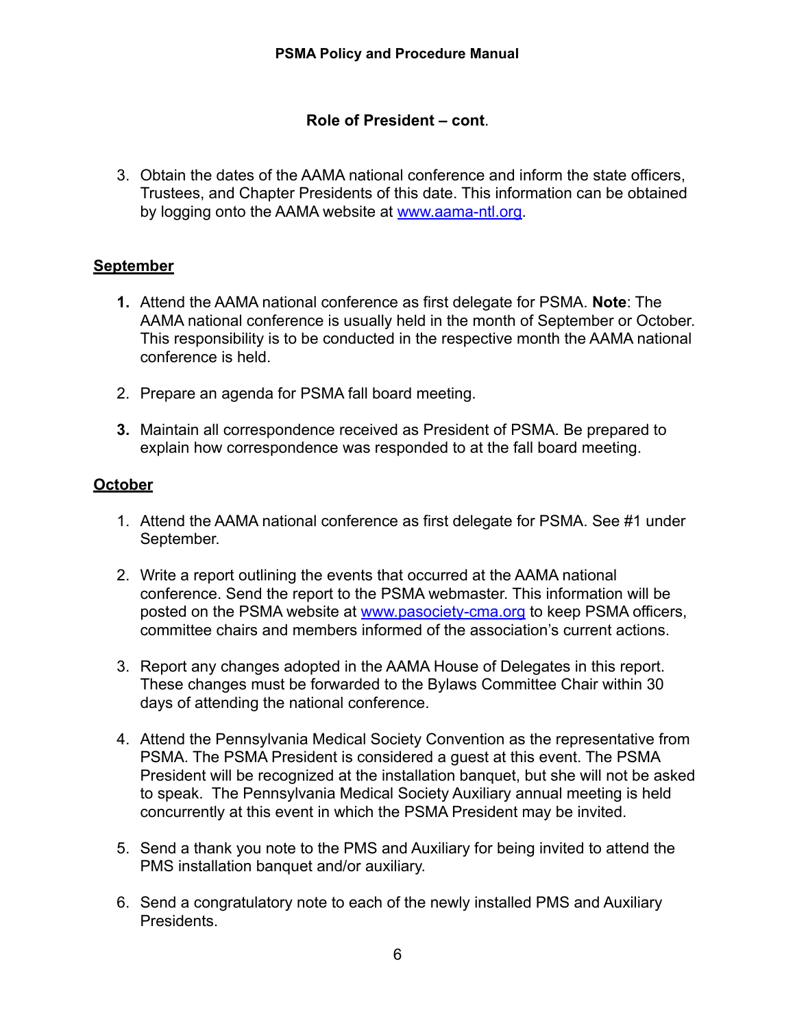**PSMA Policy and Procedure Manual**

### Role of President – cont.

3. Obtain the dates of the AAMA national conference and inform the state officers, Trustees, and Chapter Presidents of this date. This information can be obtained by logging onto the AAMA website at www.aama-ntl.org.

**September**

1. Attend the AAMA national conference as first delegate for PSMA. **Note**: The AAMA national conference is usually held in the month of September or October. This responsibility is to be conducted in the respective month the AAMA national conference is held.

2. Prepare an agenda for PSMA fall board meeting.

3. Maintain all correspondence received as President of PSMA. Be prepared to explain how correspondence was responded to at the fall board meeting.

**October**

1. Attend the AAMA national conference as first delegate for PSMA. See #1 under September.

2. Write a report outlining the events that occurred at the AAMA national conference. Send the report to the PSMA webmaster. This information will be posted on the PSMA website at www.pasociety-cma.org to keep PSMA officers, committee chairs and members informed of the association's current actions.

3. Report any changes adopted in the AAMA House of Delegates in this report. These changes must be forwarded to the Bylaws Committee Chair within 30 days of attending the national conference.

4. Attend the Pennsylvania Medical Society Convention as the representative from PSMA. The PSMA President is considered a guest at this event. The PSMA President will be recognized at the installation banquet, but she will not be asked to speak. The Pennsylvania Medical Society Auxiliary annual meeting is held concurrently at this event in which the PSMA President may be invited.

5. Send a thank you note to the PMS and Auxiliary for being invited to attend the PMS installation banquet and/or auxiliary.

6. Send a congratulatory note to each of the newly installed PMS and Auxiliary Presidents.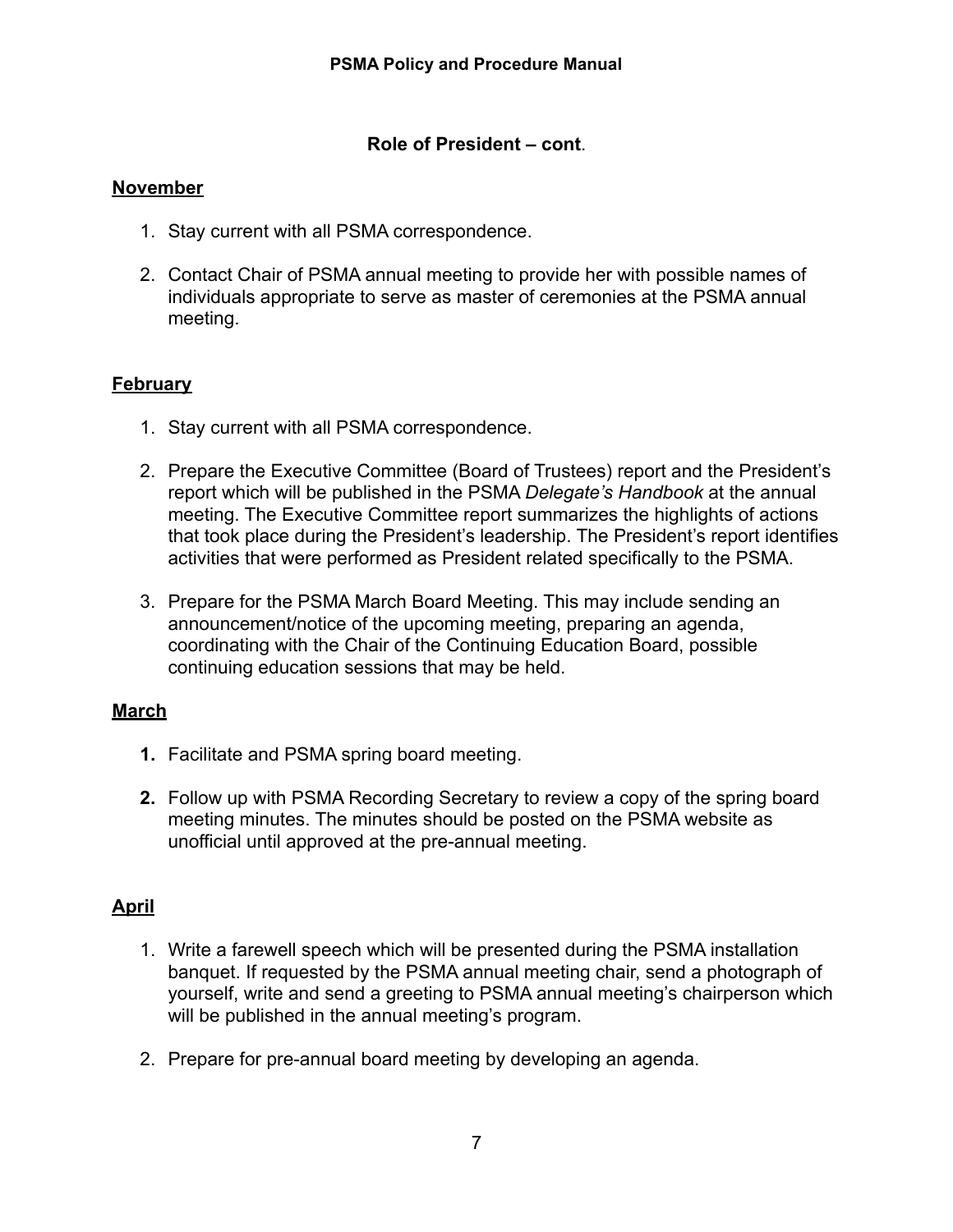**Role of President – cont**.

**November**

1. Stay current with all PSMA correspondence.

2. Contact Chair of PSMA annual meeting to provide her with possible names of individuals appropriate to serve as master of ceremonies at the PSMA annual meeting.

**February**

1. Stay current with all PSMA correspondence.

2. Prepare the Executive Committee (Board of Trustees) report and the President's report which will be published in the PSMA *Delegate's Handbook* at the annual meeting. The Executive Committee report summarizes the highlights of actions that took place during the President's leadership. The President's report identifies activities that were performed as President related specifically to the PSMA.

3. Prepare for the PSMA March Board Meeting. This may include sending an announcement/notice of the upcoming meeting, preparing an agenda, coordinating with the Chair of the Continuing Education Board, possible continuing education sessions that may be held.

**March**

1. Facilitate and PSMA spring board meeting.

2. Follow up with PSMA Recording Secretary to review a copy of the spring board meeting minutes. The minutes should be posted on the PSMA website as unofficial until approved at the pre-annual meeting.

**April**

1. Write a farewell speech which will be presented during the PSMA installation banquet. If requested by the PSMA annual meeting chair, send a photograph of yourself, write and send a greeting to PSMA annual meeting's chairperson which will be published in the annual meeting's program.

2. Prepare for pre-annual board meeting by developing an agenda.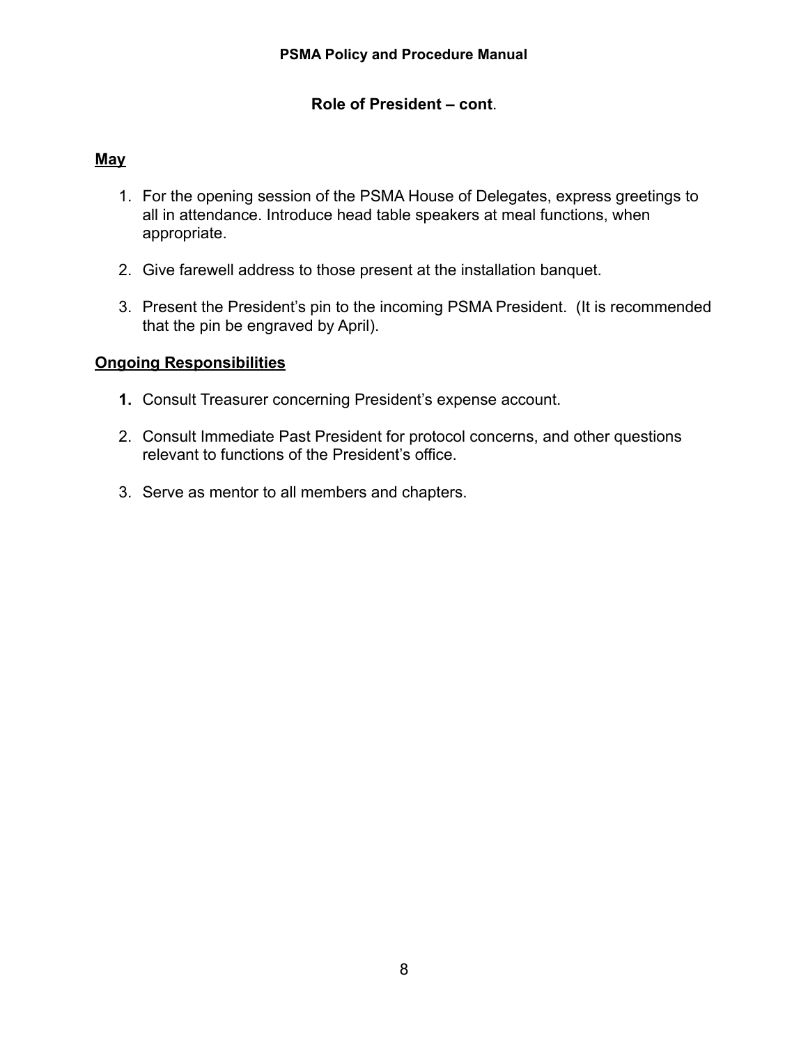## Role of President – cont.

**May**

1. For the opening session of the PSMA House of Delegates, express greetings to all in attendance. Introduce head table speakers at meal functions, when appropriate.

2. Give farewell address to those present at the installation banquet.

3. Present the President's pin to the incoming PSMA President. (It is recommended that the pin be engraved by April).

**Ongoing Responsibilities**

1. Consult Treasurer concerning President's expense account.

2. Consult Immediate Past President for protocol concerns, and other questions relevant to functions of the President's office.

3. Serve as mentor to all members and chapters.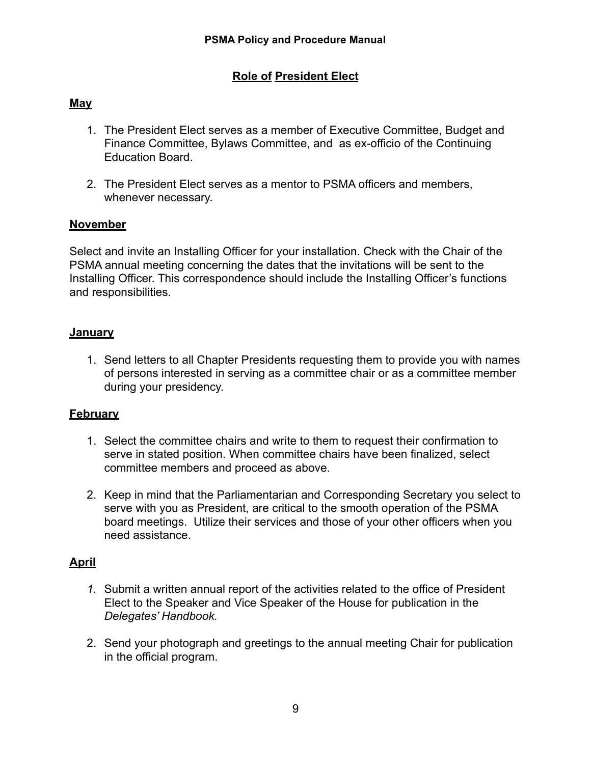## Role of President Elect

### May

1. The President Elect serves as a member of Executive Committee, Budget and Finance Committee, Bylaws Committee, and as ex-officio of the Continuing Education Board.

2. The President Elect serves as a mentor to PSMA officers and members, whenever necessary.

### November

Select and invite an Installing Officer for your installation. Check with the Chair of the PSMA annual meeting concerning the dates that the invitations will be sent to the Installing Officer. This correspondence should include the Installing Officer's functions and responsibilities.

### January

1. Send letters to all Chapter Presidents requesting them to provide you with names of persons interested in serving as a committee chair or as a committee member during your presidency.

### February

1. Select the committee chairs and write to them to request their confirmation to serve in stated position. When committee chairs have been finalized, select committee members and proceed as above.

2. Keep in mind that the Parliamentarian and Corresponding Secretary you select to serve with you as President, are critical to the smooth operation of the PSMA board meetings. Utilize their services and those of your other officers when you need assistance.

### April

1. Submit a written annual report of the activities related to the office of President Elect to the Speaker and Vice Speaker of the House for publication in the *Delegates' Handbook.*

2. Send your photograph and greetings to the annual meeting Chair for publication in the official program.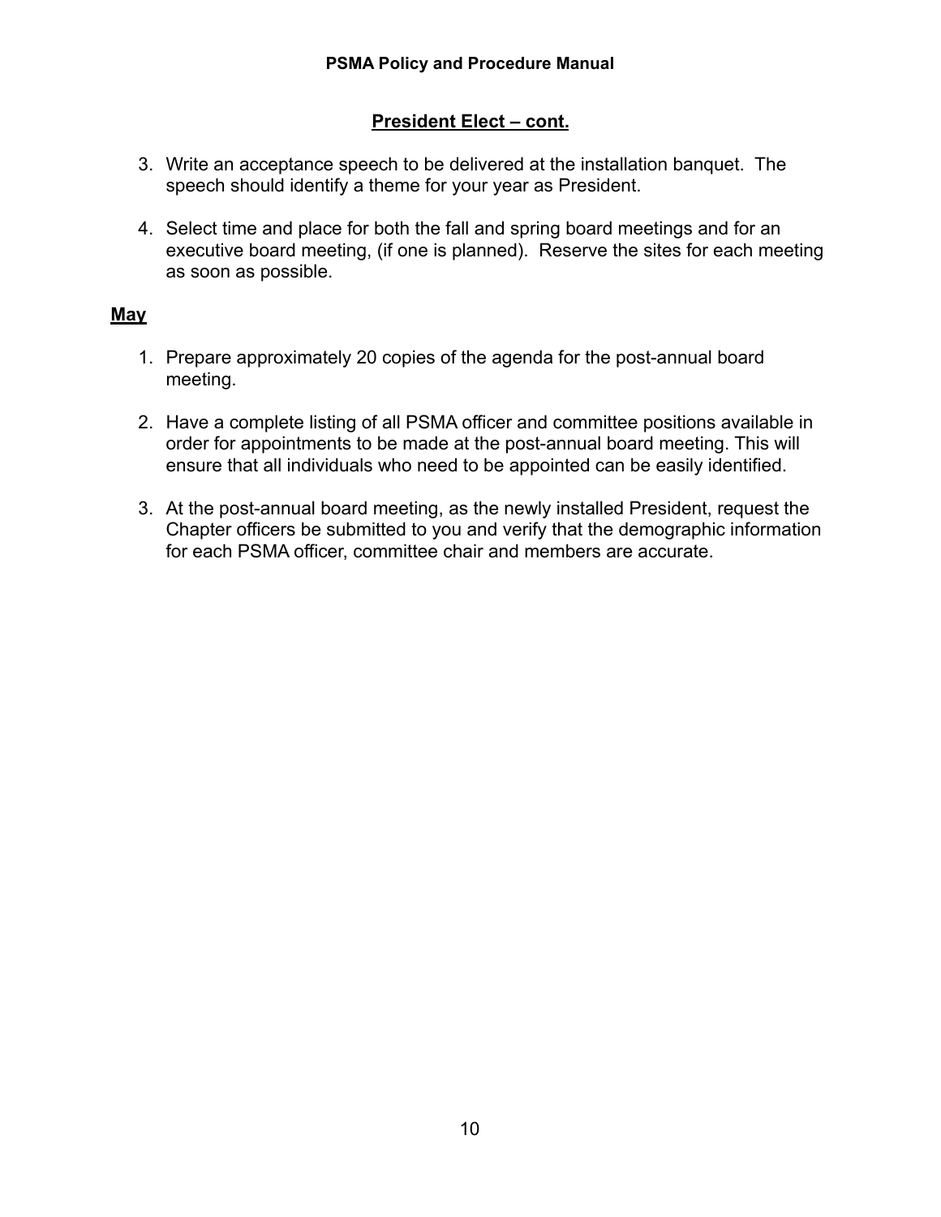## President Elect – cont.

3. Write an acceptance speech to be delivered at the installation banquet. The speech should identify a theme for your year as President.

4. Select time and place for both the fall and spring board meetings and for an executive board meeting, (if one is planned). Reserve the sites for each meeting as soon as possible.

### May

1. Prepare approximately 20 copies of the agenda for the post-annual board meeting.

2. Have a complete listing of all PSMA officer and committee positions available in order for appointments to be made at the post-annual board meeting. This will ensure that all individuals who need to be appointed can be easily identified.

3. At the post-annual board meeting, as the newly installed President, request the Chapter officers be submitted to you and verify that the demographic information for each PSMA officer, committee chair and members are accurate.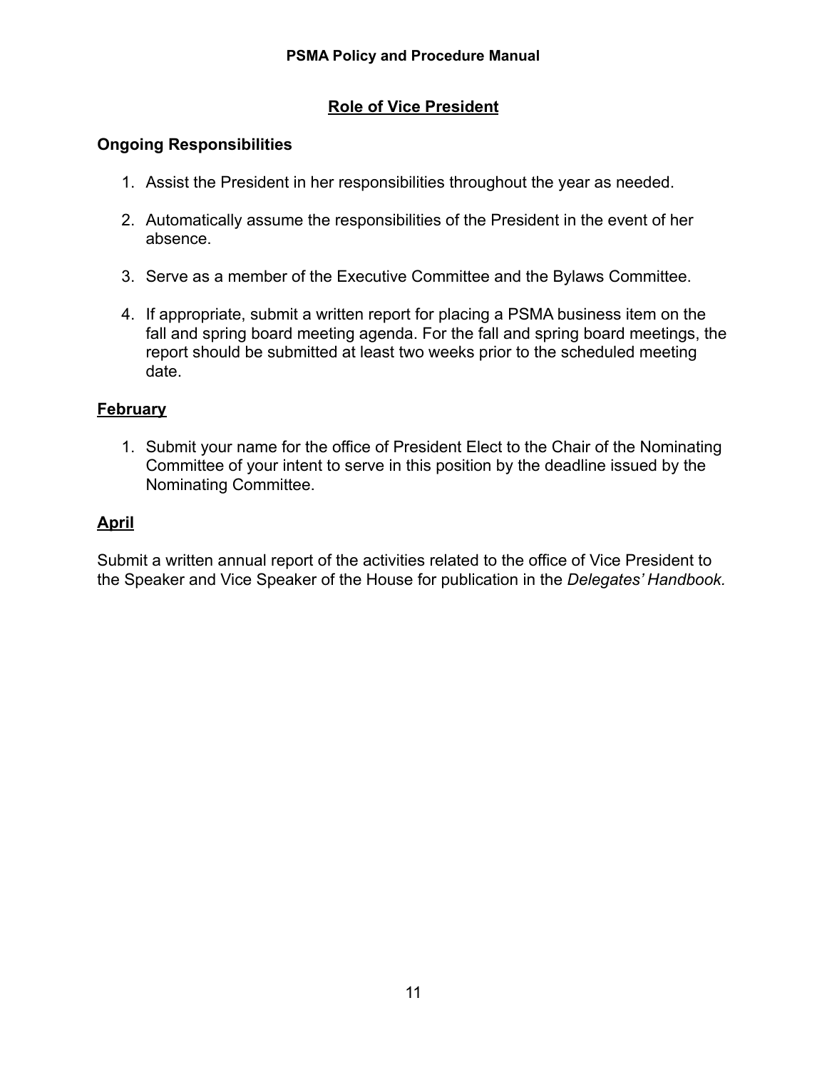## Role of Vice President

### Ongoing Responsibilities

1. Assist the President in her responsibilities throughout the year as needed.

2. Automatically assume the responsibilities of the President in the event of her absence.

3. Serve as a member of the Executive Committee and the Bylaws Committee.

4. If appropriate, submit a written report for placing a PSMA business item on the fall and spring board meeting agenda. For the fall and spring board meetings, the report should be submitted at least two weeks prior to the scheduled meeting date.

### February

1. Submit your name for the office of President Elect to the Chair of the Nominating Committee of your intent to serve in this position by the deadline issued by the Nominating Committee.

### April

Submit a written annual report of the activities related to the office of Vice President to the Speaker and Vice Speaker of the House for publication in the *Delegates' Handbook.*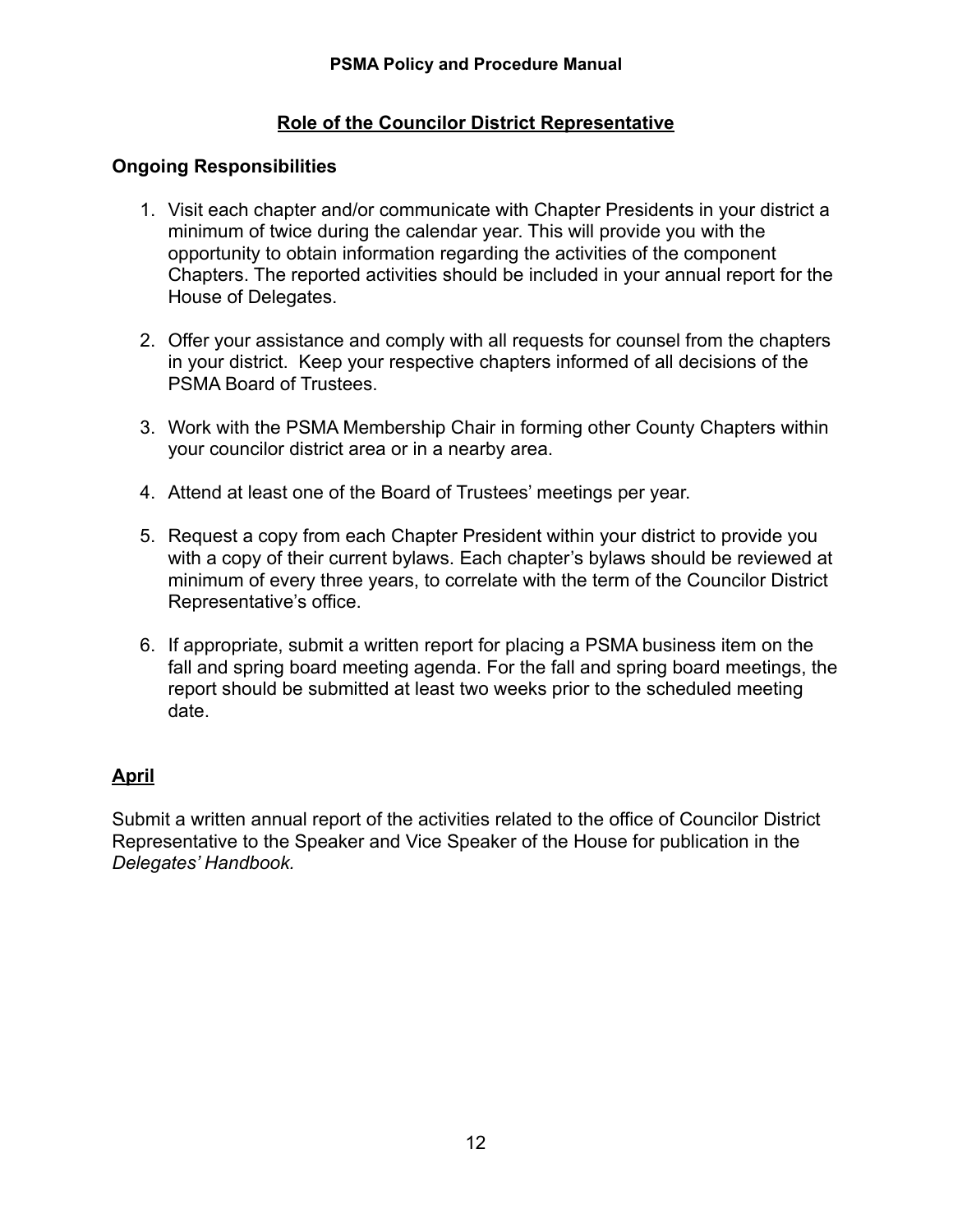## Role of the Councilor District Representative

### Ongoing Responsibilities

1. Visit each chapter and/or communicate with Chapter Presidents in your district a minimum of twice during the calendar year. This will provide you with the opportunity to obtain information regarding the activities of the component Chapters. The reported activities should be included in your annual report for the House of Delegates.

2. Offer your assistance and comply with all requests for counsel from the chapters in your district. Keep your respective chapters informed of all decisions of the PSMA Board of Trustees.

3. Work with the PSMA Membership Chair in forming other County Chapters within your councilor district area or in a nearby area.

4. Attend at least one of the Board of Trustees' meetings per year.

5. Request a copy from each Chapter President within your district to provide you with a copy of their current bylaws. Each chapter's bylaws should be reviewed at minimum of every three years, to correlate with the term of the Councilor District Representative's office.

6. If appropriate, submit a written report for placing a PSMA business item on the fall and spring board meeting agenda. For the fall and spring board meetings, the report should be submitted at least two weeks prior to the scheduled meeting date.

### April

Submit a written annual report of the activities related to the office of Councilor District Representative to the Speaker and Vice Speaker of the House for publication in the *Delegates' Handbook.*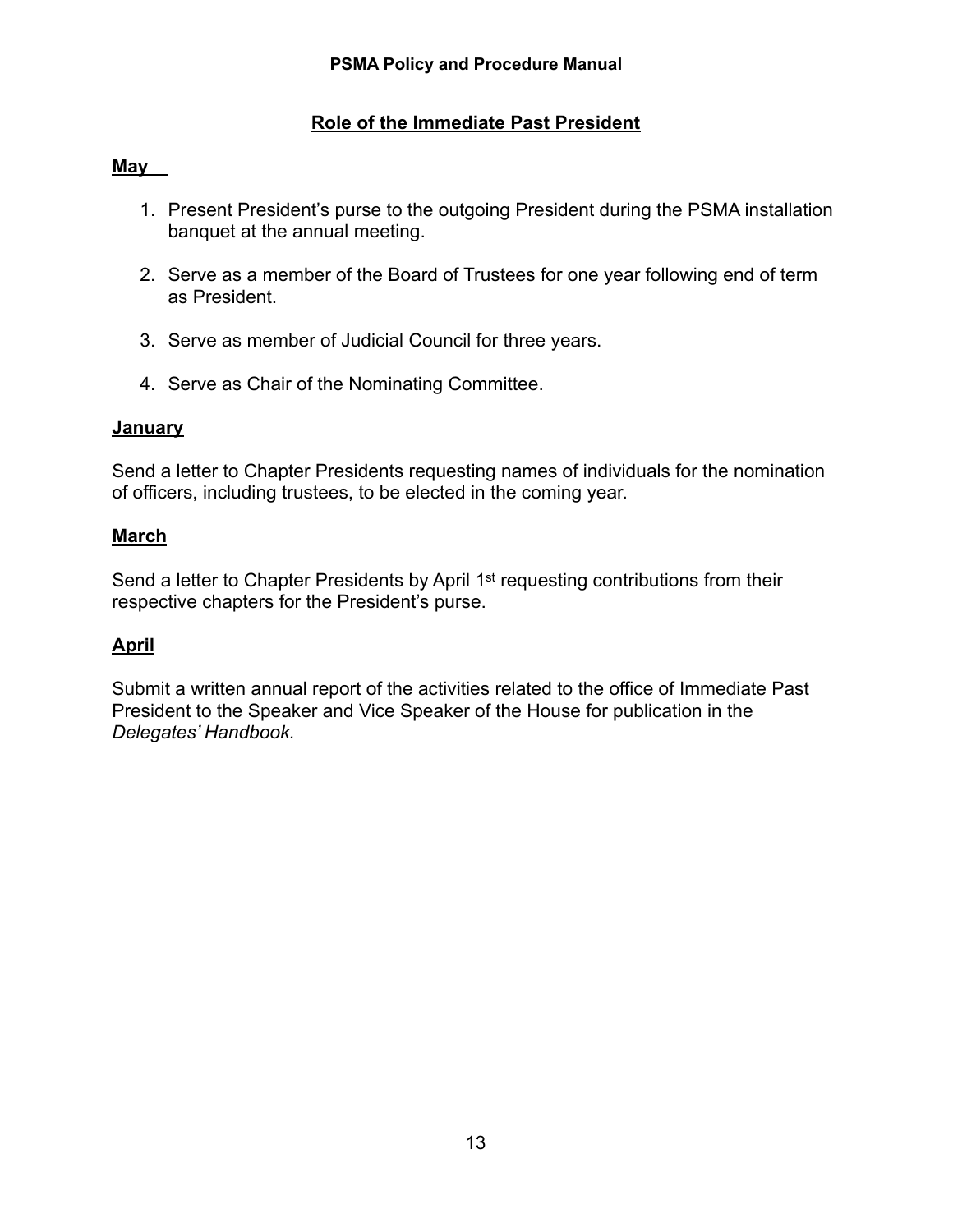## Role of the Immediate Past President

**May**

1. Present President's purse to the outgoing President during the PSMA installation banquet at the annual meeting.

2. Serve as a member of the Board of Trustees for one year following end of term as President.

3. Serve as member of Judicial Council for three years.

4. Serve as Chair of the Nominating Committee.

**January**

Send a letter to Chapter Presidents requesting names of individuals for the nomination of officers, including trustees, to be elected in the coming year.

**March**

Send a letter to Chapter Presidents by April 1st requesting contributions from their respective chapters for the President's purse.

**April**

Submit a written annual report of the activities related to the office of Immediate Past President to the Speaker and Vice Speaker of the House for publication in the *Delegates' Handbook.*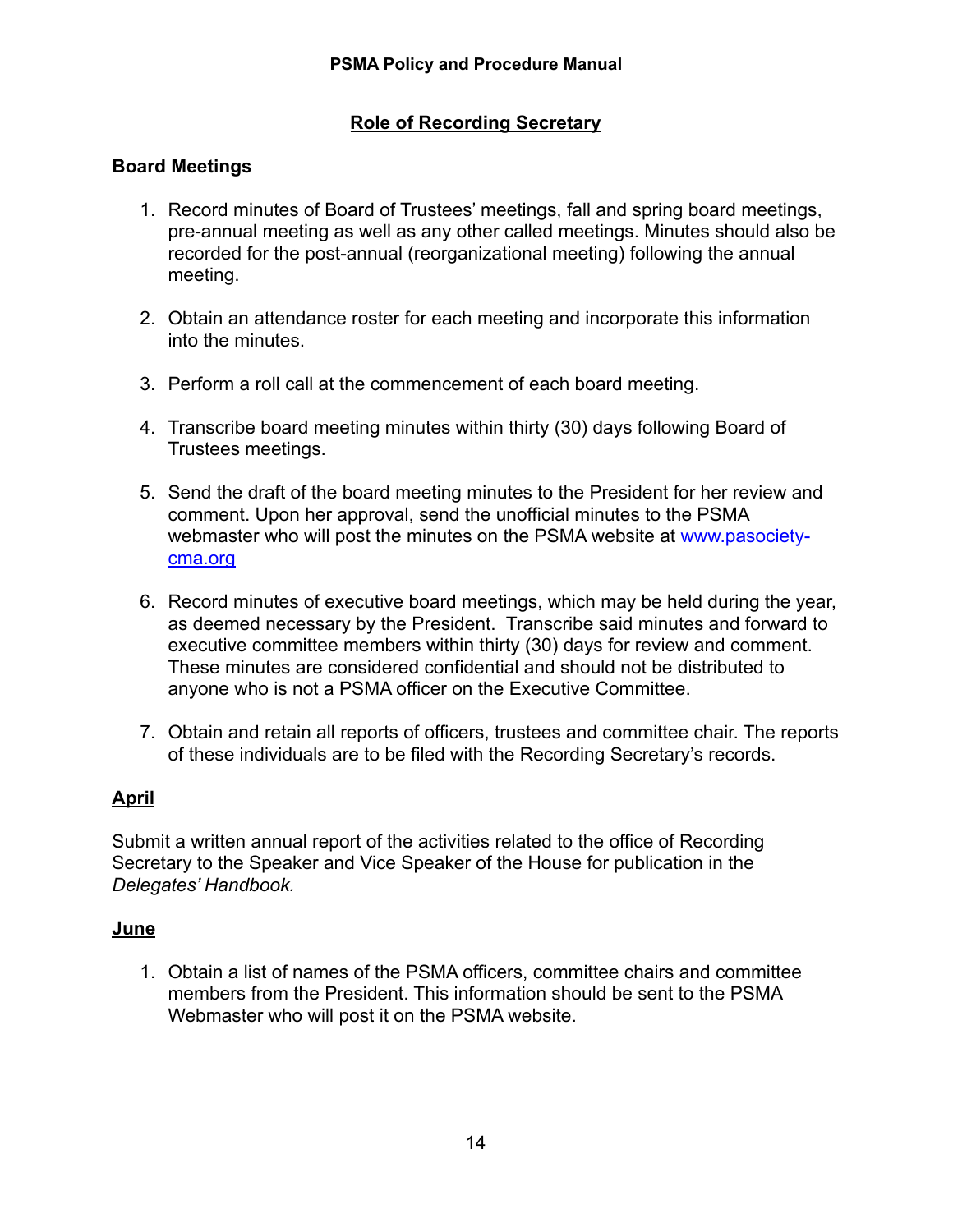## Role of Recording Secretary

### Board Meetings

1. Record minutes of Board of Trustees' meetings, fall and spring board meetings, pre-annual meeting as well as any other called meetings. Minutes should also be recorded for the post-annual (reorganizational meeting) following the annual meeting.

2. Obtain an attendance roster for each meeting and incorporate this information into the minutes.

3. Perform a roll call at the commencement of each board meeting.

4. Transcribe board meeting minutes within thirty (30) days following Board of Trustees meetings.

5. Send the draft of the board meeting minutes to the President for her review and comment. Upon her approval, send the unofficial minutes to the PSMA webmaster who will post the minutes on the PSMA website at [www.pasociety-cma.org](http://www.pasociety-cma.org)

6. Record minutes of executive board meetings, which may be held during the year, as deemed necessary by the President. Transcribe said minutes and forward to executive committee members within thirty (30) days for review and comment. These minutes are considered confidential and should not be distributed to anyone who is not a PSMA officer on the Executive Committee.

7. Obtain and retain all reports of officers, trustees and committee chair. The reports of these individuals are to be filed with the Recording Secretary's records.

### April

Submit a written annual report of the activities related to the office of Recording Secretary to the Speaker and Vice Speaker of the House for publication in the *Delegates' Handbook.*

### June

1. Obtain a list of names of the PSMA officers, committee chairs and committee members from the President. This information should be sent to the PSMA Webmaster who will post it on the PSMA website.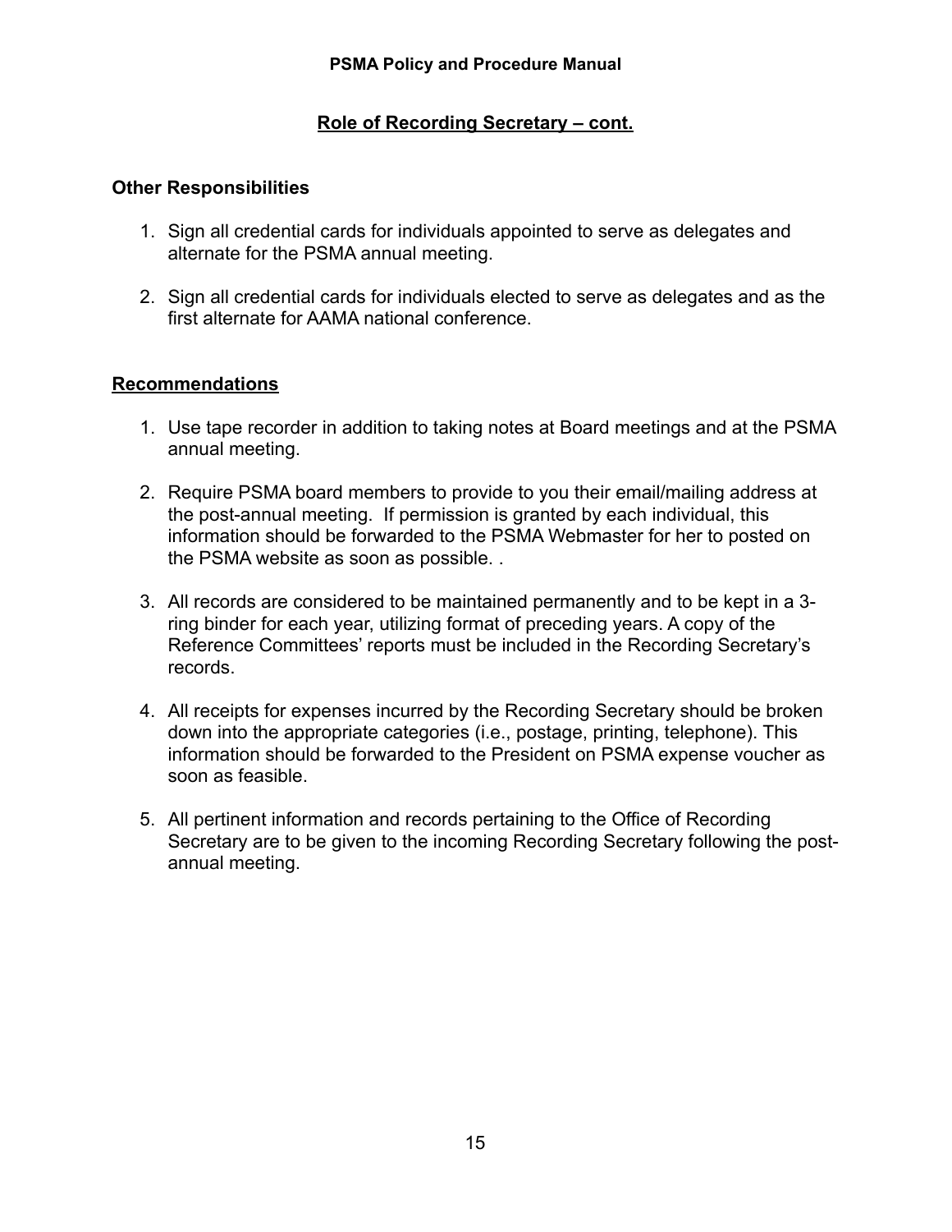## Role of Recording Secretary – cont.

### Other Responsibilities

1. Sign all credential cards for individuals appointed to serve as delegates and alternate for the PSMA annual meeting.

2. Sign all credential cards for individuals elected to serve as delegates and as the first alternate for AAMA national conference.

### Recommendations

1. Use tape recorder in addition to taking notes at Board meetings and at the PSMA annual meeting.

2. Require PSMA board members to provide to you their email/mailing address at the post-annual meeting. If permission is granted by each individual, this information should be forwarded to the PSMA Webmaster for her to posted on the PSMA website as soon as possible. .

3. All records are considered to be maintained permanently and to be kept in a 3-ring binder for each year, utilizing format of preceding years. A copy of the Reference Committees' reports must be included in the Recording Secretary's records.

4. All receipts for expenses incurred by the Recording Secretary should be broken down into the appropriate categories (i.e., postage, printing, telephone). This information should be forwarded to the President on PSMA expense voucher as soon as feasible.

5. All pertinent information and records pertaining to the Office of Recording Secretary are to be given to the incoming Recording Secretary following the post-annual meeting.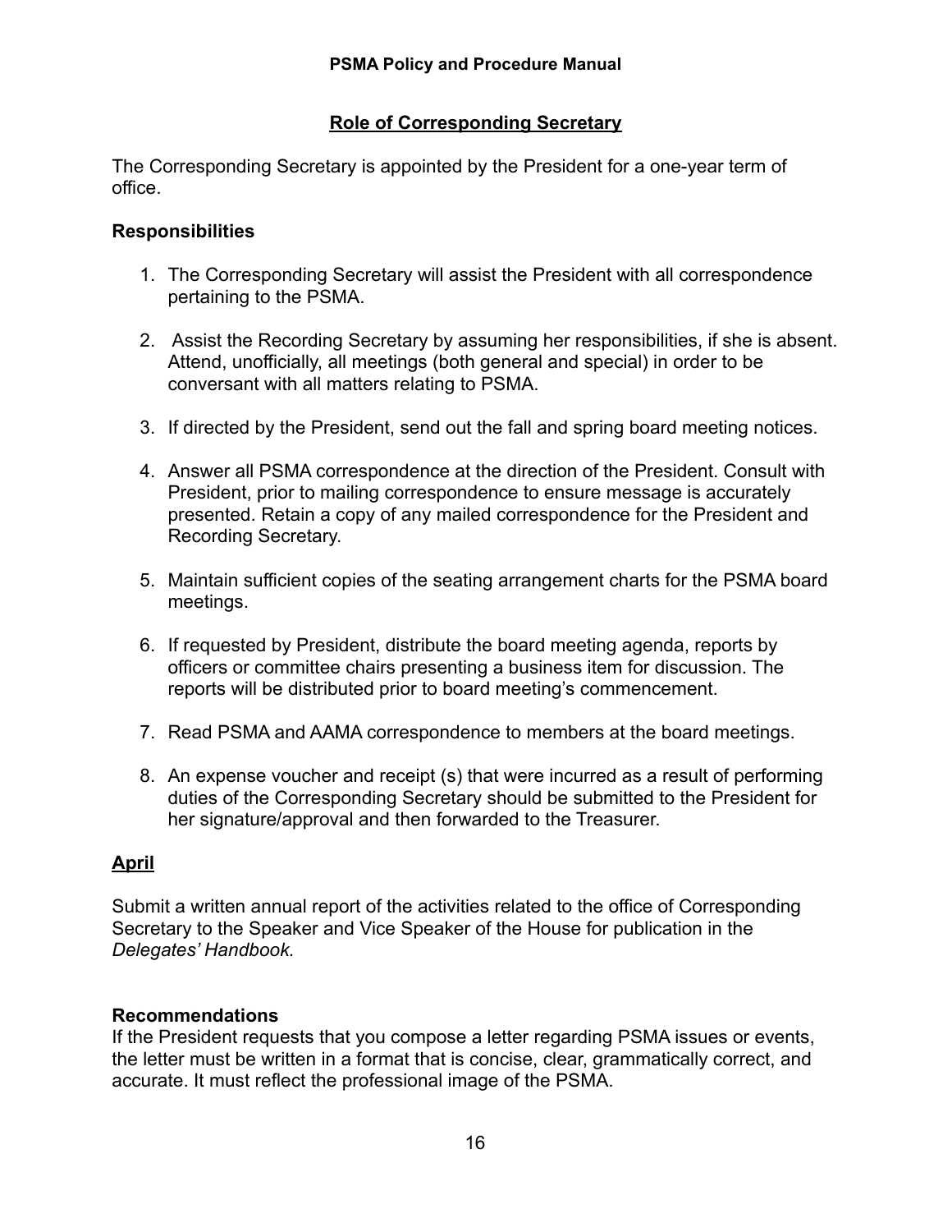## Role of Corresponding Secretary

The Corresponding Secretary is appointed by the President for a one-year term of office.

### Responsibilities

1. The Corresponding Secretary will assist the President with all correspondence pertaining to the PSMA.
2. Assist the Recording Secretary by assuming her responsibilities, if she is absent. Attend, unofficially, all meetings (both general and special) in order to be conversant with all matters relating to PSMA.
3. If directed by the President, send out the fall and spring board meeting notices.
4. Answer all PSMA correspondence at the direction of the President. Consult with President, prior to mailing correspondence to ensure message is accurately presented. Retain a copy of any mailed correspondence for the President and Recording Secretary.
5. Maintain sufficient copies of the seating arrangement charts for the PSMA board meetings.
6. If requested by President, distribute the board meeting agenda, reports by officers or committee chairs presenting a business item for discussion. The reports will be distributed prior to board meeting's commencement.
7. Read PSMA and AAMA correspondence to members at the board meetings.
8. An expense voucher and receipt (s) that were incurred as a result of performing duties of the Corresponding Secretary should be submitted to the President for her signature/approval and then forwarded to the Treasurer.

### April

Submit a written annual report of the activities related to the office of Corresponding Secretary to the Speaker and Vice Speaker of the House for publication in the *Delegates' Handbook.*

### Recommendations

If the President requests that you compose a letter regarding PSMA issues or events, the letter must be written in a format that is concise, clear, grammatically correct, and accurate. It must reflect the professional image of the PSMA.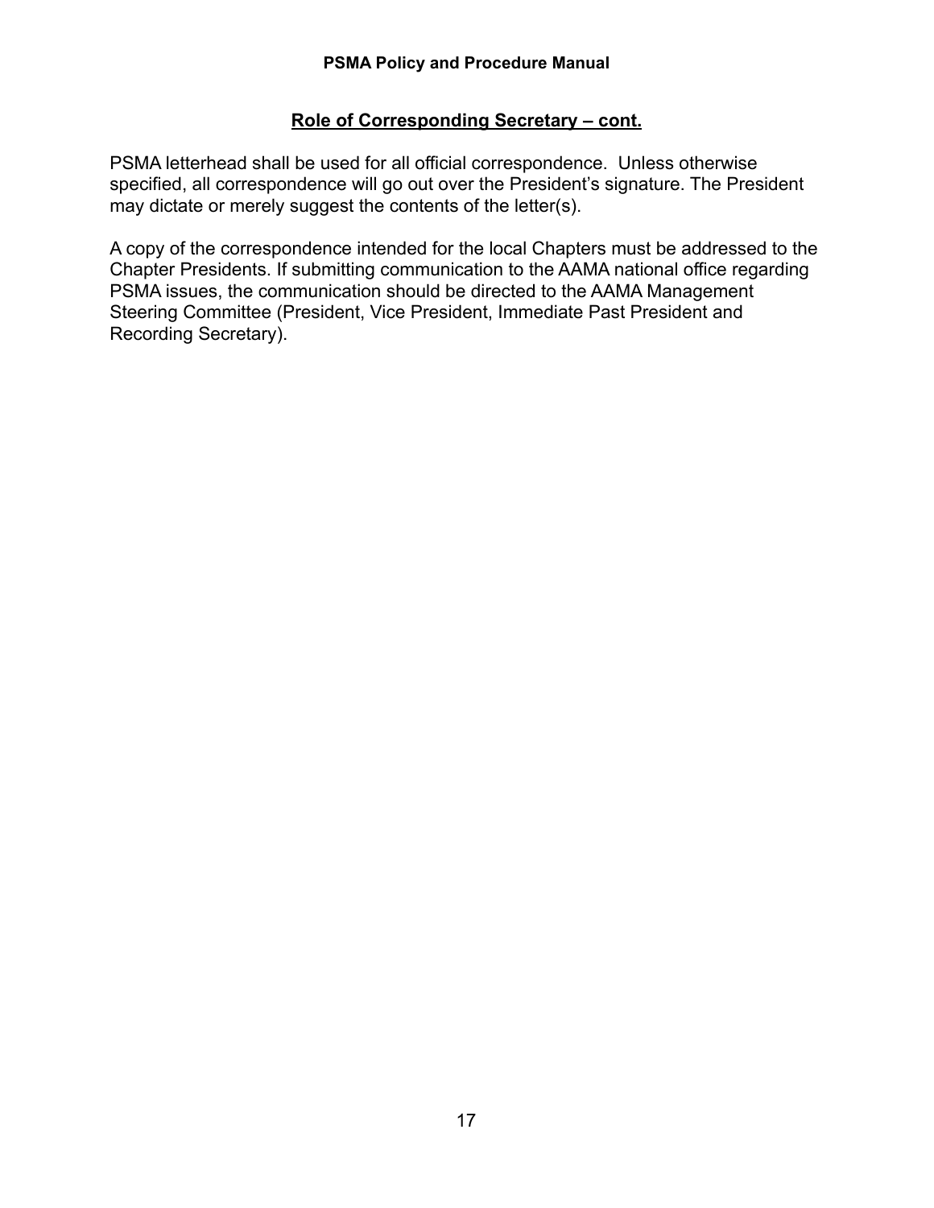## Role of Corresponding Secretary – cont.

PSMA letterhead shall be used for all official correspondence. Unless otherwise specified, all correspondence will go out over the President's signature. The President may dictate or merely suggest the contents of the letter(s).

A copy of the correspondence intended for the local Chapters must be addressed to the Chapter Presidents. If submitting communication to the AAMA national office regarding PSMA issues, the communication should be directed to the AAMA Management Steering Committee (President, Vice President, Immediate Past President and Recording Secretary).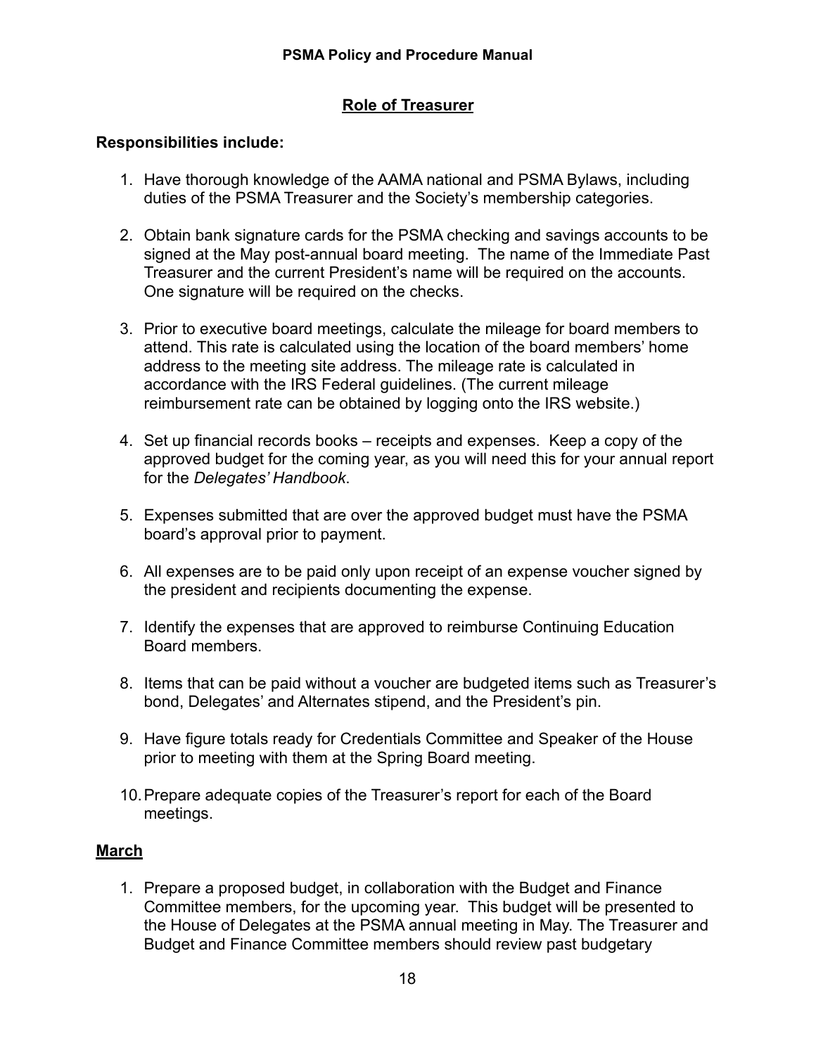## Role of Treasurer

**Responsibilities include:**

1. Have thorough knowledge of the AAMA national and PSMA Bylaws, including duties of the PSMA Treasurer and the Society's membership categories.

2. Obtain bank signature cards for the PSMA checking and savings accounts to be signed at the May post-annual board meeting. The name of the Immediate Past Treasurer and the current President's name will be required on the accounts. One signature will be required on the checks.

3. Prior to executive board meetings, calculate the mileage for board members to attend. This rate is calculated using the location of the board members' home address to the meeting site address. The mileage rate is calculated in accordance with the IRS Federal guidelines. (The current mileage reimbursement rate can be obtained by logging onto the IRS website.)

4. Set up financial records books – receipts and expenses. Keep a copy of the approved budget for the coming year, as you will need this for your annual report for the *Delegates' Handbook*.

5. Expenses submitted that are over the approved budget must have the PSMA board's approval prior to payment.

6. All expenses are to be paid only upon receipt of an expense voucher signed by the president and recipients documenting the expense.

7. Identify the expenses that are approved to reimburse Continuing Education Board members.

8. Items that can be paid without a voucher are budgeted items such as Treasurer's bond, Delegates' and Alternates stipend, and the President's pin.

9. Have figure totals ready for Credentials Committee and Speaker of the House prior to meeting with them at the Spring Board meeting.

10. Prepare adequate copies of the Treasurer's report for each of the Board meetings.

### March

1. Prepare a proposed budget, in collaboration with the Budget and Finance Committee members, for the upcoming year. This budget will be presented to the House of Delegates at the PSMA annual meeting in May. The Treasurer and Budget and Finance Committee members should review past budgetary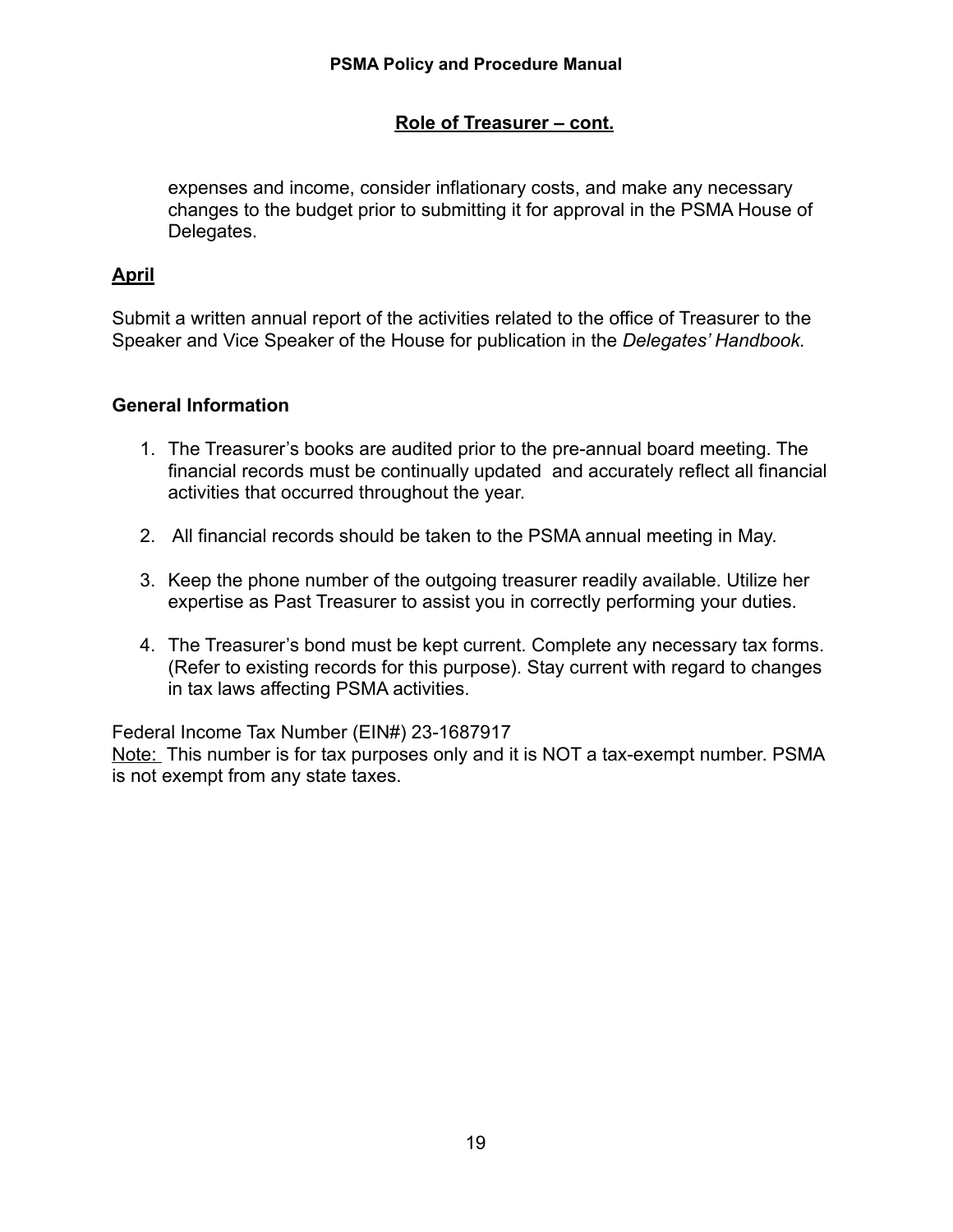## Role of Treasurer – cont.

expenses and income, consider inflationary costs, and make any necessary changes to the budget prior to submitting it for approval in the PSMA House of Delegates.

### April

Submit a written annual report of the activities related to the office of Treasurer to the Speaker and Vice Speaker of the House for publication in the *Delegates' Handbook.*

### General Information

1. The Treasurer's books are audited prior to the pre-annual board meeting. The financial records must be continually updated and accurately reflect all financial activities that occurred throughout the year.

2. All financial records should be taken to the PSMA annual meeting in May.

3. Keep the phone number of the outgoing treasurer readily available. Utilize her expertise as Past Treasurer to assist you in correctly performing your duties.

4. The Treasurer's bond must be kept current. Complete any necessary tax forms. (Refer to existing records for this purpose). Stay current with regard to changes in tax laws affecting PSMA activities.

Federal Income Tax Number (EIN#) 23-1687917
<u>Note:</u> This number is for tax purposes only and it is NOT a tax-exempt number. PSMA is not exempt from any state taxes.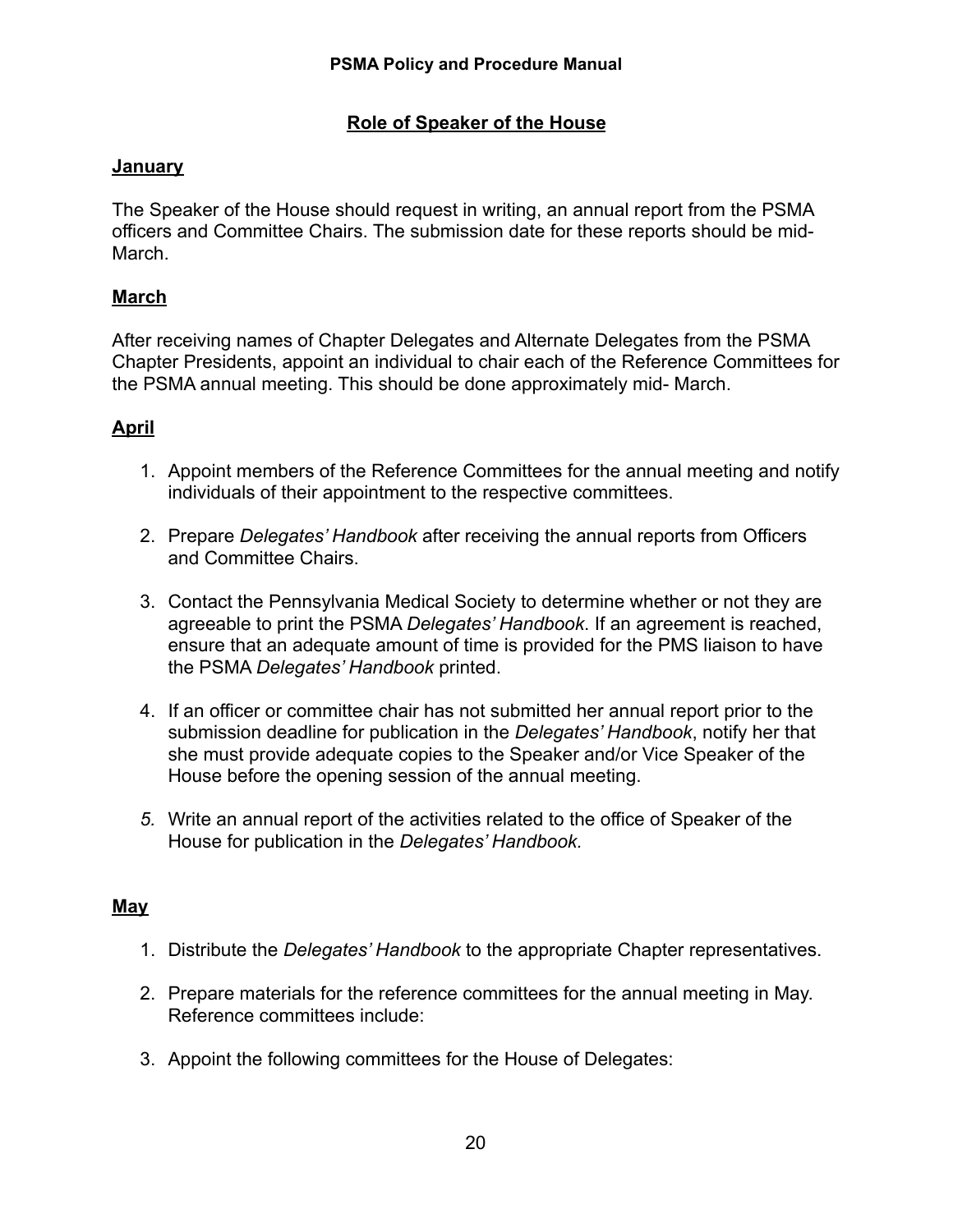## Role of Speaker of the House

**January**

The Speaker of the House should request in writing, an annual report from the PSMA officers and Committee Chairs. The submission date for these reports should be mid-March.

**March**

After receiving names of Chapter Delegates and Alternate Delegates from the PSMA Chapter Presidents, appoint an individual to chair each of the Reference Committees for the PSMA annual meeting. This should be done approximately mid- March.

**April**

1. Appoint members of the Reference Committees for the annual meeting and notify individuals of their appointment to the respective committees.

2. Prepare *Delegates' Handbook* after receiving the annual reports from Officers and Committee Chairs.

3. Contact the Pennsylvania Medical Society to determine whether or not they are agreeable to print the PSMA *Delegates' Handbook*. If an agreement is reached, ensure that an adequate amount of time is provided for the PMS liaison to have the PSMA *Delegates' Handbook* printed.

4. If an officer or committee chair has not submitted her annual report prior to the submission deadline for publication in the *Delegates' Handbook*, notify her that she must provide adequate copies to the Speaker and/or Vice Speaker of the House before the opening session of the annual meeting.

5. Write an annual report of the activities related to the office of Speaker of the House for publication in the *Delegates' Handbook.*

**May**

1. Distribute the *Delegates' Handbook* to the appropriate Chapter representatives.

2. Prepare materials for the reference committees for the annual meeting in May. Reference committees include:

3. Appoint the following committees for the House of Delegates: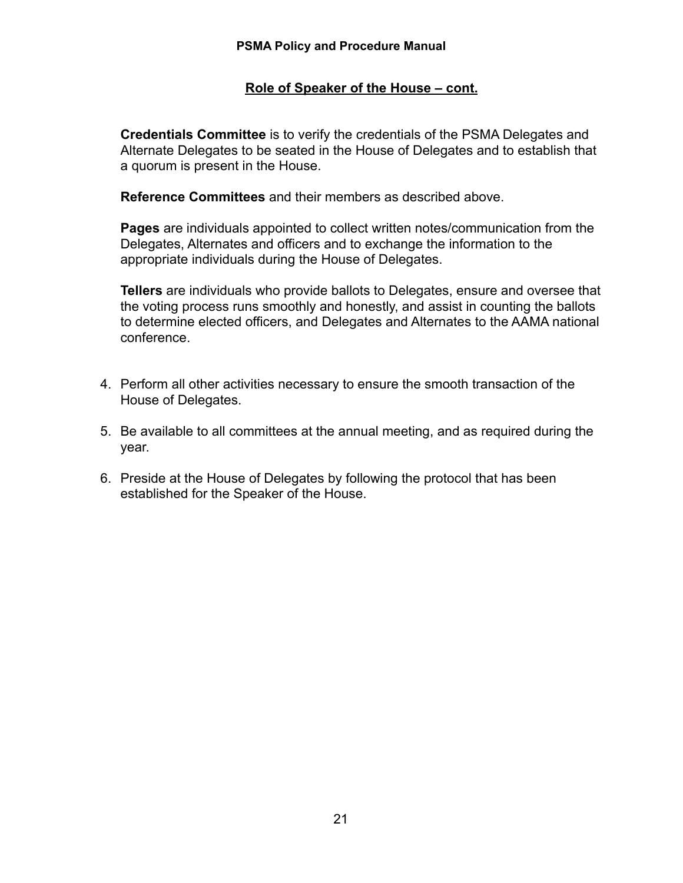## Role of Speaker of the House – cont.

**Credentials Committee** is to verify the credentials of the PSMA Delegates and Alternate Delegates to be seated in the House of Delegates and to establish that a quorum is present in the House.

**Reference Committees** and their members as described above.

**Pages** are individuals appointed to collect written notes/communication from the Delegates, Alternates and officers and to exchange the information to the appropriate individuals during the House of Delegates.

**Tellers** are individuals who provide ballots to Delegates, ensure and oversee that the voting process runs smoothly and honestly, and assist in counting the ballots to determine elected officers, and Delegates and Alternates to the AAMA national conference.

4. Perform all other activities necessary to ensure the smooth transaction of the House of Delegates.

5. Be available to all committees at the annual meeting, and as required during the year.

6. Preside at the House of Delegates by following the protocol that has been established for the Speaker of the House.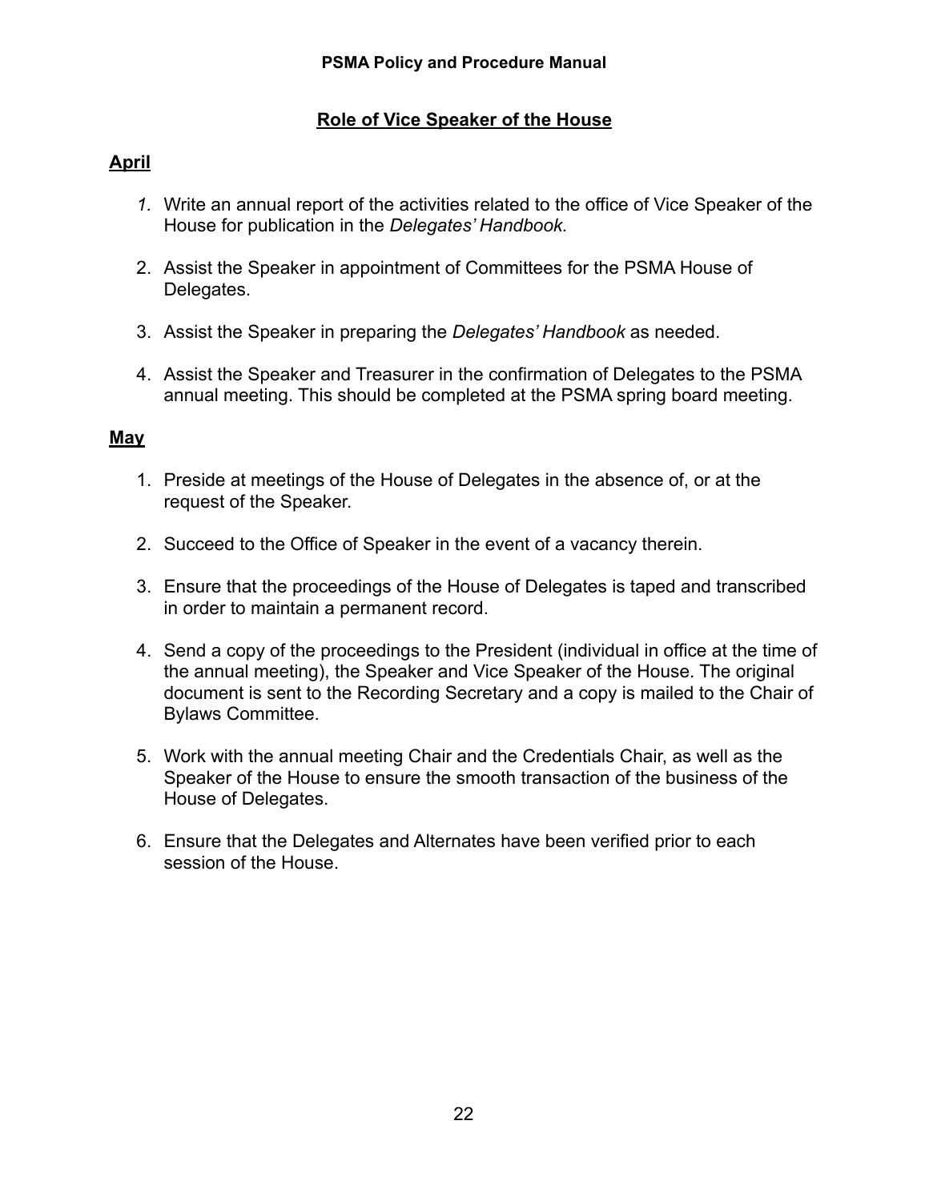## Role of Vice Speaker of the House

### April

1. Write an annual report of the activities related to the office of Vice Speaker of the House for publication in the *Delegates' Handbook.*

2. Assist the Speaker in appointment of Committees for the PSMA House of Delegates.

3. Assist the Speaker in preparing the *Delegates' Handbook* as needed.

4. Assist the Speaker and Treasurer in the confirmation of Delegates to the PSMA annual meeting. This should be completed at the PSMA spring board meeting.

### May

1. Preside at meetings of the House of Delegates in the absence of, or at the request of the Speaker.

2. Succeed to the Office of Speaker in the event of a vacancy therein.

3. Ensure that the proceedings of the House of Delegates is taped and transcribed in order to maintain a permanent record.

4. Send a copy of the proceedings to the President (individual in office at the time of the annual meeting), the Speaker and Vice Speaker of the House. The original document is sent to the Recording Secretary and a copy is mailed to the Chair of Bylaws Committee.

5. Work with the annual meeting Chair and the Credentials Chair, as well as the Speaker of the House to ensure the smooth transaction of the business of the House of Delegates.

6. Ensure that the Delegates and Alternates have been verified prior to each session of the House.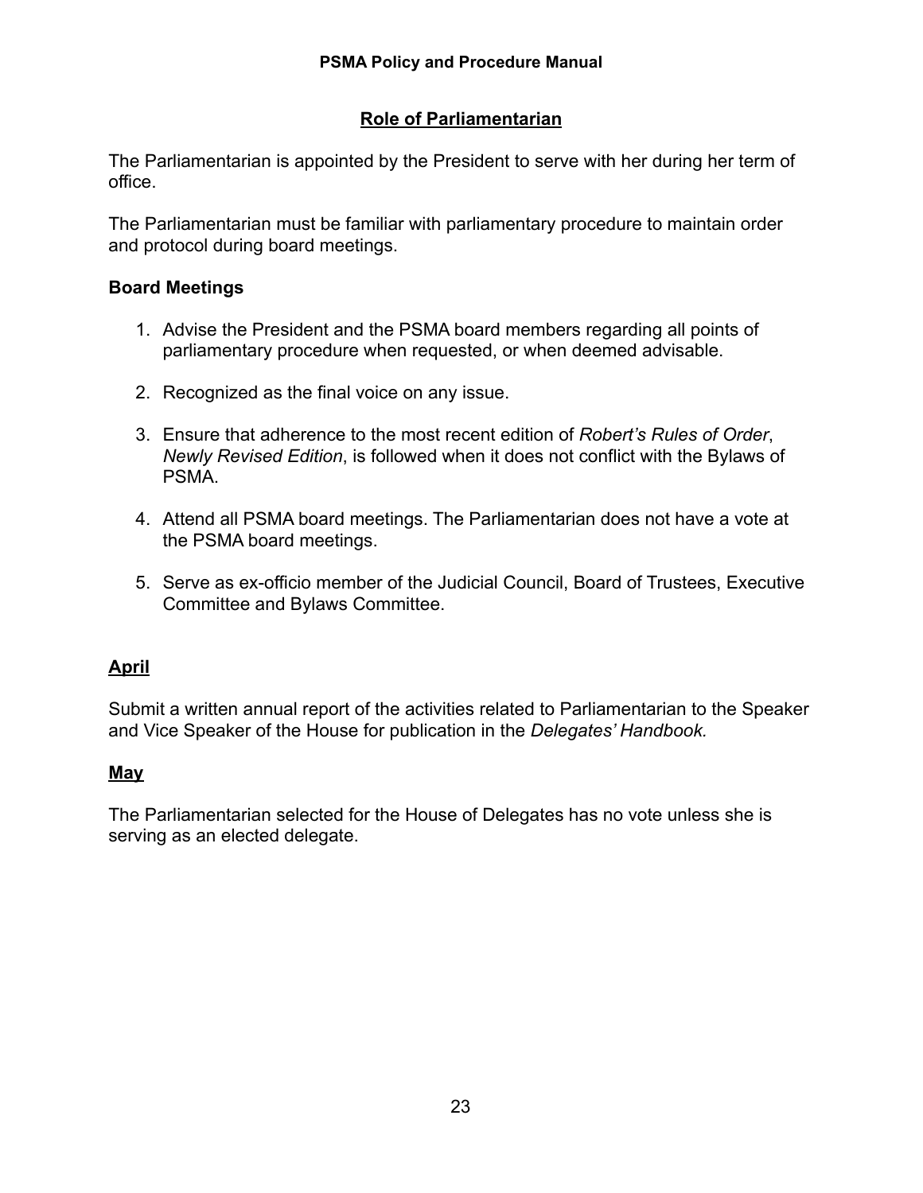## Role of Parliamentarian

The Parliamentarian is appointed by the President to serve with her during her term of office.

The Parliamentarian must be familiar with parliamentary procedure to maintain order and protocol during board meetings.

### Board Meetings

1. Advise the President and the PSMA board members regarding all points of parliamentary procedure when requested, or when deemed advisable.

2. Recognized as the final voice on any issue.

3. Ensure that adherence to the most recent edition of *Robert's Rules of Order*, *Newly Revised Edition*, is followed when it does not conflict with the Bylaws of PSMA.

4. Attend all PSMA board meetings. The Parliamentarian does not have a vote at the PSMA board meetings.

5. Serve as ex-officio member of the Judicial Council, Board of Trustees, Executive Committee and Bylaws Committee.

### April

Submit a written annual report of the activities related to Parliamentarian to the Speaker and Vice Speaker of the House for publication in the *Delegates' Handbook.*

### May

The Parliamentarian selected for the House of Delegates has no vote unless she is serving as an elected delegate.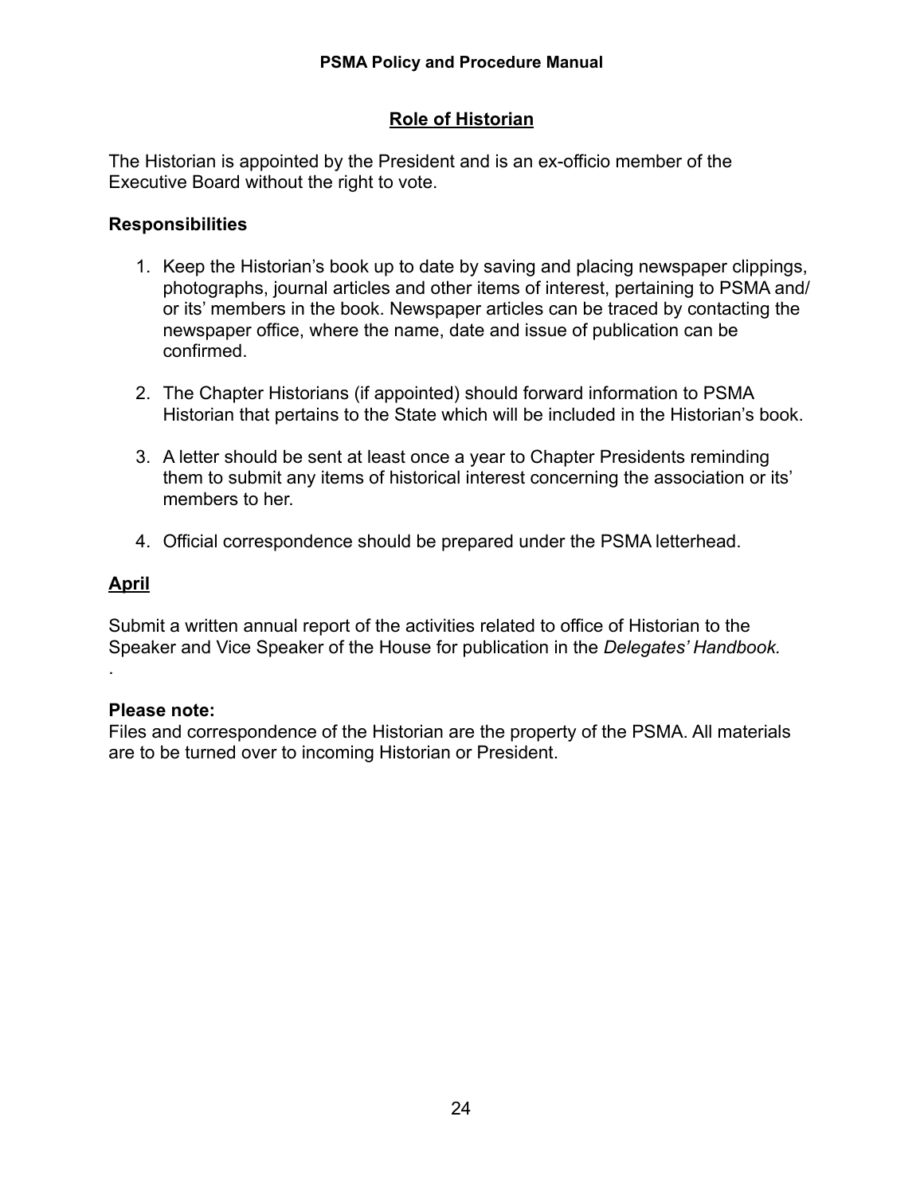## Role of Historian

The Historian is appointed by the President and is an ex-officio member of the Executive Board without the right to vote.

**Responsibilities**

1. Keep the Historian's book up to date by saving and placing newspaper clippings, photographs, journal articles and other items of interest, pertaining to PSMA and/or its' members in the book. Newspaper articles can be traced by contacting the newspaper office, where the name, date and issue of publication can be confirmed.

2. The Chapter Historians (if appointed) should forward information to PSMA Historian that pertains to the State which will be included in the Historian's book.

3. A letter should be sent at least once a year to Chapter Presidents reminding them to submit any items of historical interest concerning the association or its' members to her.

4. Official correspondence should be prepared under the PSMA letterhead.

**April**

Submit a written annual report of the activities related to office of Historian to the Speaker and Vice Speaker of the House for publication in the *Delegates' Handbook.*

.

**Please note:**
Files and correspondence of the Historian are the property of the PSMA. All materials are to be turned over to incoming Historian or President.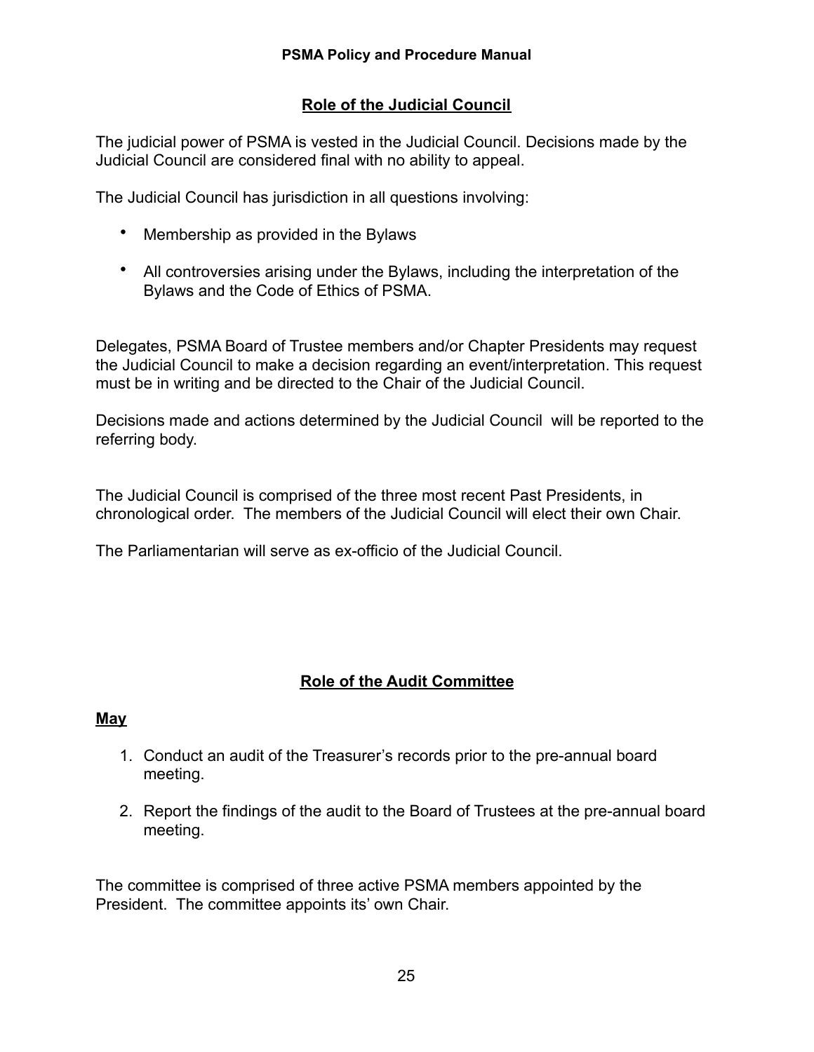## Role of the Judicial Council

The judicial power of PSMA is vested in the Judicial Council. Decisions made by the Judicial Council are considered final with no ability to appeal.

The Judicial Council has jurisdiction in all questions involving:

- Membership as provided in the Bylaws
- All controversies arising under the Bylaws, including the interpretation of the Bylaws and the Code of Ethics of PSMA.

Delegates, PSMA Board of Trustee members and/or Chapter Presidents may request the Judicial Council to make a decision regarding an event/interpretation. This request must be in writing and be directed to the Chair of the Judicial Council.

Decisions made and actions determined by the Judicial Council will be reported to the referring body.

The Judicial Council is comprised of the three most recent Past Presidents, in chronological order. The members of the Judicial Council will elect their own Chair.

The Parliamentarian will serve as ex-officio of the Judicial Council.

## Role of the Audit Committee

**May**

1. Conduct an audit of the Treasurer's records prior to the pre-annual board meeting.
2. Report the findings of the audit to the Board of Trustees at the pre-annual board meeting.

The committee is comprised of three active PSMA members appointed by the President. The committee appoints its' own Chair.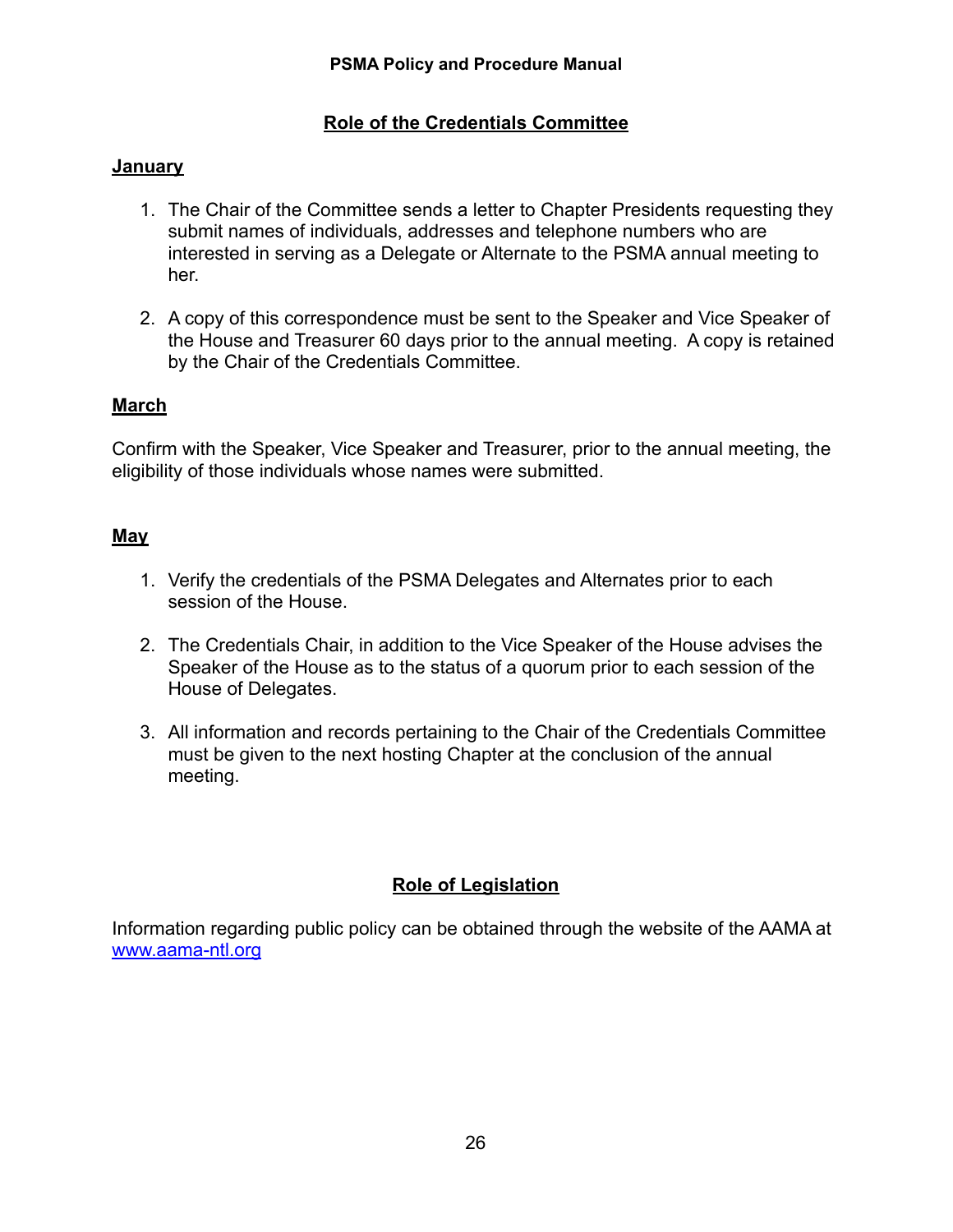## Role of the Credentials Committee

**January**

1. The Chair of the Committee sends a letter to Chapter Presidents requesting they submit names of individuals, addresses and telephone numbers who are interested in serving as a Delegate or Alternate to the PSMA annual meeting to her.

2. A copy of this correspondence must be sent to the Speaker and Vice Speaker of the House and Treasurer 60 days prior to the annual meeting. A copy is retained by the Chair of the Credentials Committee.

**March**

Confirm with the Speaker, Vice Speaker and Treasurer, prior to the annual meeting, the eligibility of those individuals whose names were submitted.

**May**

1. Verify the credentials of the PSMA Delegates and Alternates prior to each session of the House.

2. The Credentials Chair, in addition to the Vice Speaker of the House advises the Speaker of the House as to the status of a quorum prior to each session of the House of Delegates.

3. All information and records pertaining to the Chair of the Credentials Committee must be given to the next hosting Chapter at the conclusion of the annual meeting.

## Role of Legislation

Information regarding public policy can be obtained through the website of the AAMA at www.aama-ntl.org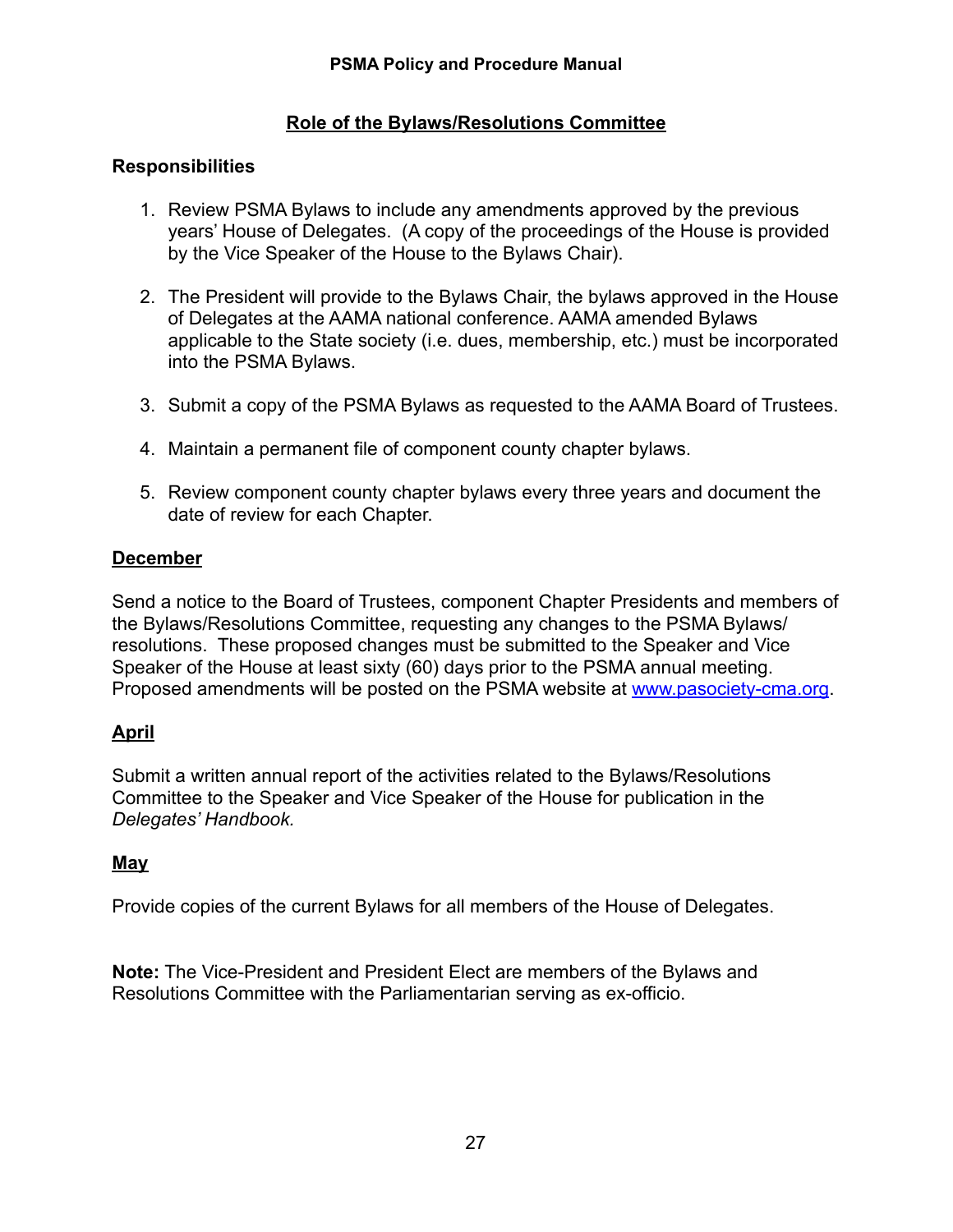## Role of the Bylaws/Resolutions Committee

### Responsibilities

1. Review PSMA Bylaws to include any amendments approved by the previous years' House of Delegates. (A copy of the proceedings of the House is provided by the Vice Speaker of the House to the Bylaws Chair).

2. The President will provide to the Bylaws Chair, the bylaws approved in the House of Delegates at the AAMA national conference. AAMA amended Bylaws applicable to the State society (i.e. dues, membership, etc.) must be incorporated into the PSMA Bylaws.

3. Submit a copy of the PSMA Bylaws as requested to the AAMA Board of Trustees.

4. Maintain a permanent file of component county chapter bylaws.

5. Review component county chapter bylaws every three years and document the date of review for each Chapter.

### December

Send a notice to the Board of Trustees, component Chapter Presidents and members of the Bylaws/Resolutions Committee, requesting any changes to the PSMA Bylaws/ resolutions. These proposed changes must be submitted to the Speaker and Vice Speaker of the House at least sixty (60) days prior to the PSMA annual meeting. Proposed amendments will be posted on the PSMA website at [www.pasociety-cma.org](www.pasociety-cma.org).

### April

Submit a written annual report of the activities related to the Bylaws/Resolutions Committee to the Speaker and Vice Speaker of the House for publication in the *Delegates' Handbook.*

### May

Provide copies of the current Bylaws for all members of the House of Delegates.

**Note:** The Vice-President and President Elect are members of the Bylaws and Resolutions Committee with the Parliamentarian serving as ex-officio.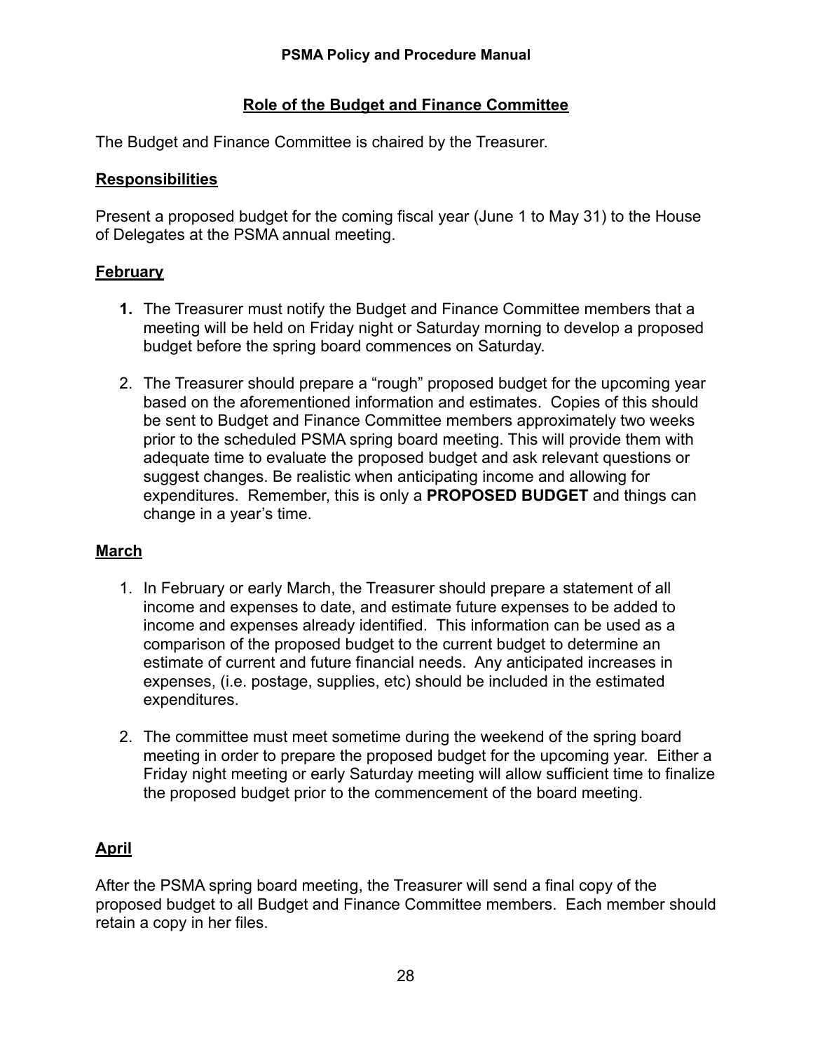## Role of the Budget and Finance Committee

The Budget and Finance Committee is chaired by the Treasurer.

### Responsibilities

Present a proposed budget for the coming fiscal year (June 1 to May 31) to the House of Delegates at the PSMA annual meeting.

### February

1. The Treasurer must notify the Budget and Finance Committee members that a meeting will be held on Friday night or Saturday morning to develop a proposed budget before the spring board commences on Saturday.

2. The Treasurer should prepare a "rough" proposed budget for the upcoming year based on the aforementioned information and estimates. Copies of this should be sent to Budget and Finance Committee members approximately two weeks prior to the scheduled PSMA spring board meeting. This will provide them with adequate time to evaluate the proposed budget and ask relevant questions or suggest changes. Be realistic when anticipating income and allowing for expenditures. Remember, this is only a **PROPOSED BUDGET** and things can change in a year's time.

### March

1. In February or early March, the Treasurer should prepare a statement of all income and expenses to date, and estimate future expenses to be added to income and expenses already identified. This information can be used as a comparison of the proposed budget to the current budget to determine an estimate of current and future financial needs. Any anticipated increases in expenses, (i.e. postage, supplies, etc) should be included in the estimated expenditures.

2. The committee must meet sometime during the weekend of the spring board meeting in order to prepare the proposed budget for the upcoming year. Either a Friday night meeting or early Saturday meeting will allow sufficient time to finalize the proposed budget prior to the commencement of the board meeting.

### April

After the PSMA spring board meeting, the Treasurer will send a final copy of the proposed budget to all Budget and Finance Committee members. Each member should retain a copy in her files.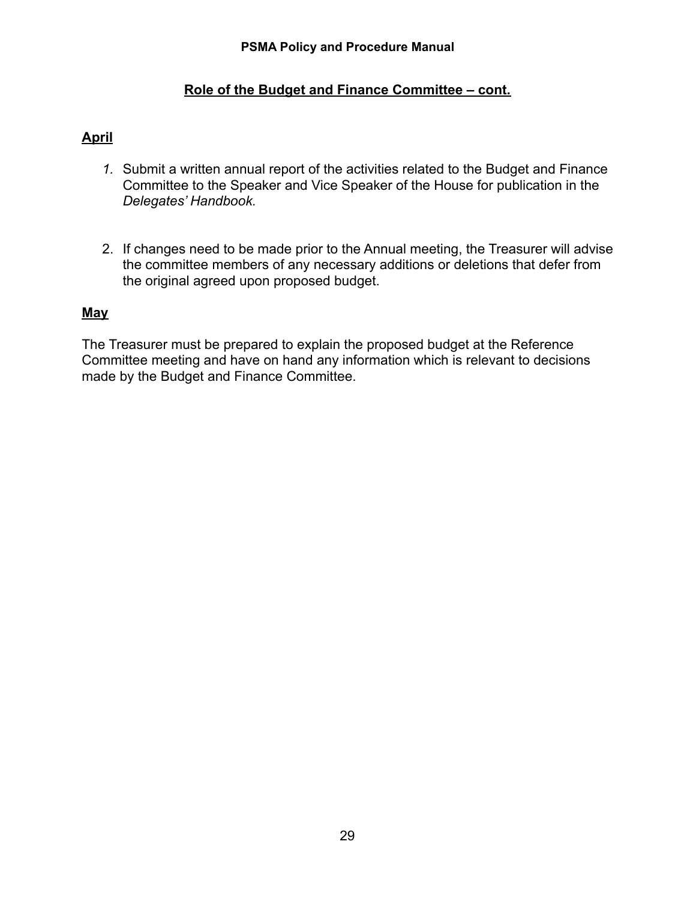## Role of the Budget and Finance Committee – cont.

### April

1. Submit a written annual report of the activities related to the Budget and Finance Committee to the Speaker and Vice Speaker of the House for publication in the *Delegates' Handbook*.

2. If changes need to be made prior to the Annual meeting, the Treasurer will advise the committee members of any necessary additions or deletions that defer from the original agreed upon proposed budget.

### May

The Treasurer must be prepared to explain the proposed budget at the Reference Committee meeting and have on hand any information which is relevant to decisions made by the Budget and Finance Committee.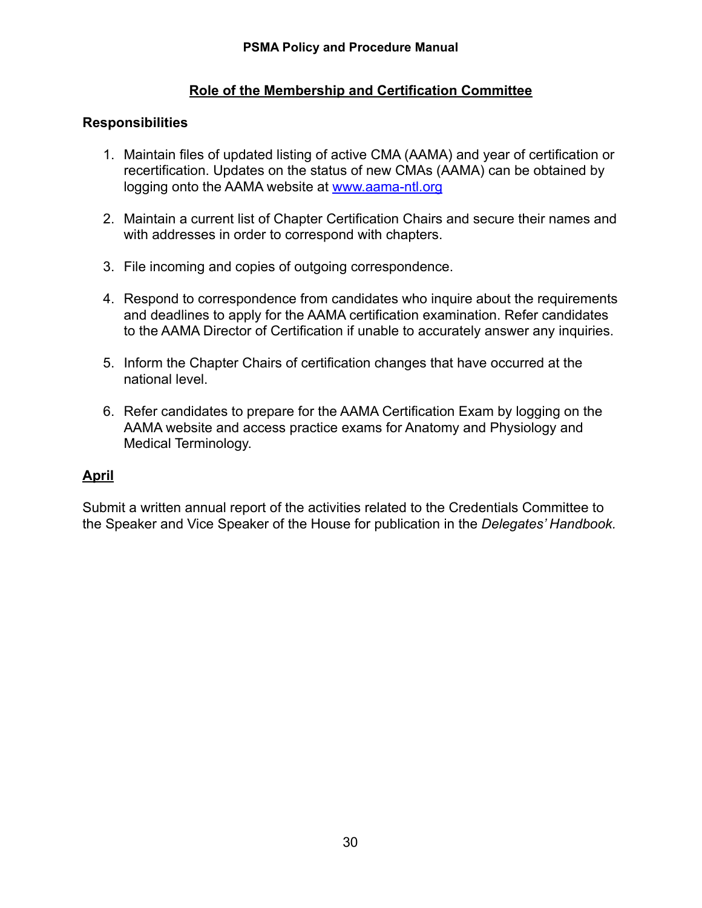## Role of the Membership and Certification Committee

**Responsibilities**

1. Maintain files of updated listing of active CMA (AAMA) and year of certification or recertification. Updates on the status of new CMAs (AAMA) can be obtained by logging onto the AAMA website at www.aama-ntl.org

2. Maintain a current list of Chapter Certification Chairs and secure their names and with addresses in order to correspond with chapters.

3. File incoming and copies of outgoing correspondence.

4. Respond to correspondence from candidates who inquire about the requirements and deadlines to apply for the AAMA certification examination. Refer candidates to the AAMA Director of Certification if unable to accurately answer any inquiries.

5. Inform the Chapter Chairs of certification changes that have occurred at the national level.

6. Refer candidates to prepare for the AAMA Certification Exam by logging on the AAMA website and access practice exams for Anatomy and Physiology and Medical Terminology.

**April**

Submit a written annual report of the activities related to the Credentials Committee to the Speaker and Vice Speaker of the House for publication in the *Delegates' Handbook.*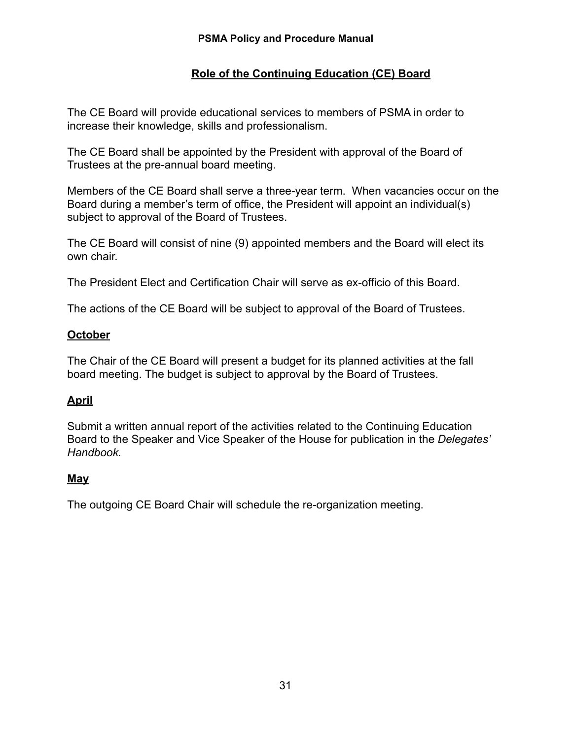## Role of the Continuing Education (CE) Board

The CE Board will provide educational services to members of PSMA in order to increase their knowledge, skills and professionalism.

The CE Board shall be appointed by the President with approval of the Board of Trustees at the pre-annual board meeting.

Members of the CE Board shall serve a three-year term. When vacancies occur on the Board during a member's term of office, the President will appoint an individual(s) subject to approval of the Board of Trustees.

The CE Board will consist of nine (9) appointed members and the Board will elect its own chair.

The President Elect and Certification Chair will serve as ex-officio of this Board.

The actions of the CE Board will be subject to approval of the Board of Trustees.

### October

The Chair of the CE Board will present a budget for its planned activities at the fall board meeting. The budget is subject to approval by the Board of Trustees.

### April

Submit a written annual report of the activities related to the Continuing Education Board to the Speaker and Vice Speaker of the House for publication in the *Delegates' Handbook.*

### May

The outgoing CE Board Chair will schedule the re-organization meeting.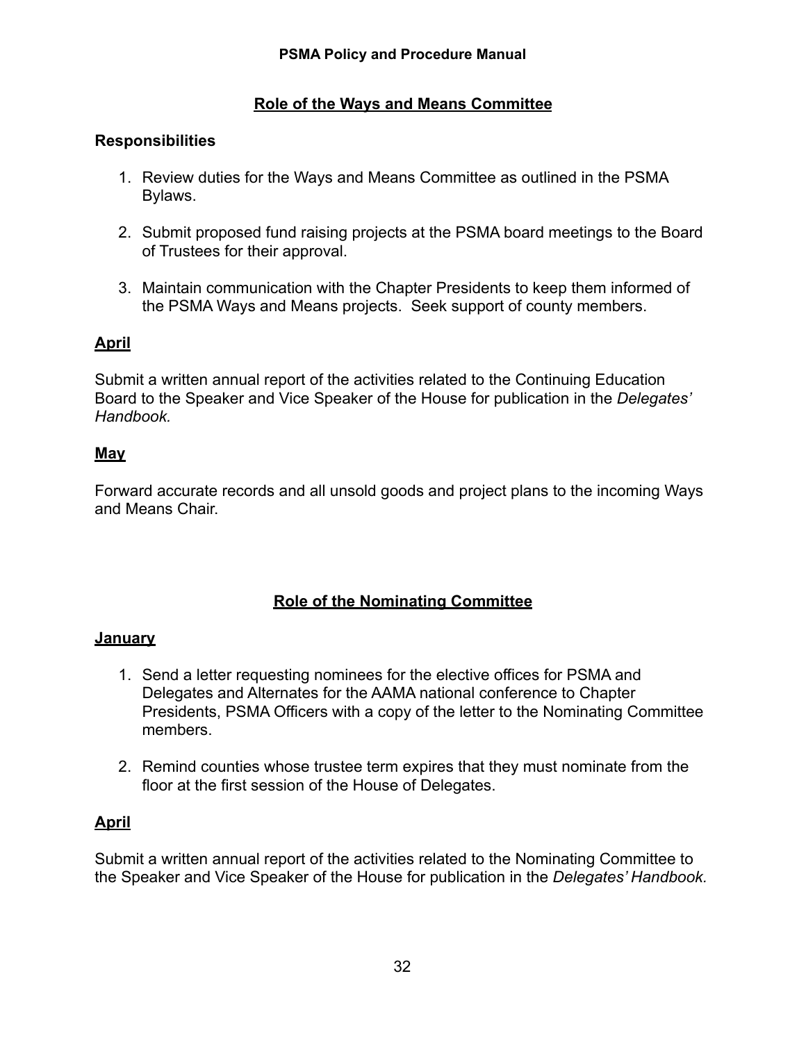## Role of the Ways and Means Committee

**Responsibilities**

1. Review duties for the Ways and Means Committee as outlined in the PSMA Bylaws.

2. Submit proposed fund raising projects at the PSMA board meetings to the Board of Trustees for their approval.

3. Maintain communication with the Chapter Presidents to keep them informed of the PSMA Ways and Means projects. Seek support of county members.

**April**

Submit a written annual report of the activities related to the Continuing Education Board to the Speaker and Vice Speaker of the House for publication in the *Delegates' Handbook.*

**May**

Forward accurate records and all unsold goods and project plans to the incoming Ways and Means Chair.

## Role of the Nominating Committee

**January**

1. Send a letter requesting nominees for the elective offices for PSMA and Delegates and Alternates for the AAMA national conference to Chapter Presidents, PSMA Officers with a copy of the letter to the Nominating Committee members.

2. Remind counties whose trustee term expires that they must nominate from the floor at the first session of the House of Delegates.

**April**

Submit a written annual report of the activities related to the Nominating Committee to the Speaker and Vice Speaker of the House for publication in the *Delegates' Handbook.*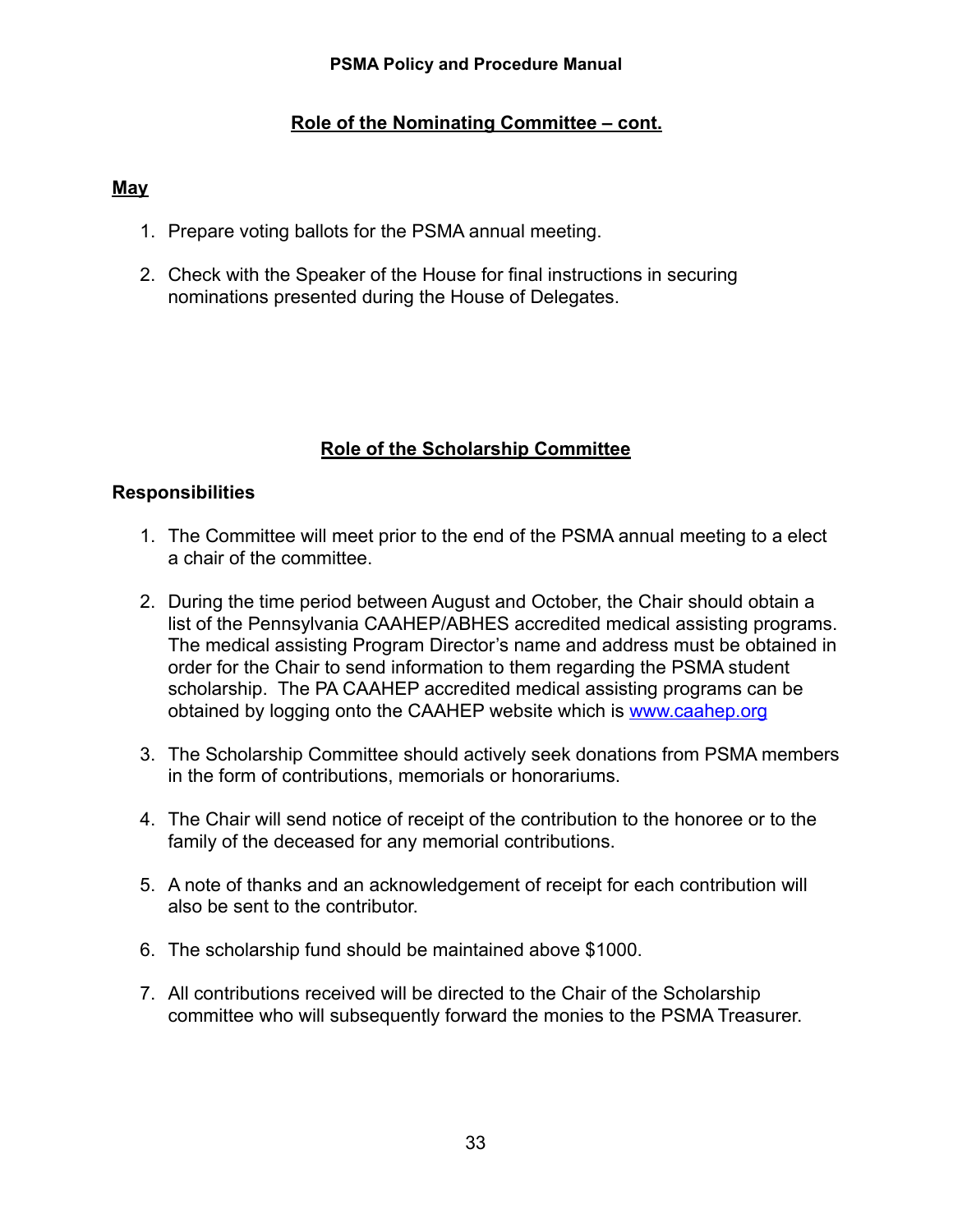## Role of the Nominating Committee – cont.

### May

1. Prepare voting ballots for the PSMA annual meeting.
2. Check with the Speaker of the House for final instructions in securing nominations presented during the House of Delegates.

## Role of the Scholarship Committee

### Responsibilities

1. The Committee will meet prior to the end of the PSMA annual meeting to a elect a chair of the committee.
2. During the time period between August and October, the Chair should obtain a list of the Pennsylvania CAAHEP/ABHES accredited medical assisting programs. The medical assisting Program Director's name and address must be obtained in order for the Chair to send information to them regarding the PSMA student scholarship. The PA CAAHEP accredited medical assisting programs can be obtained by logging onto the CAAHEP website which is [www.caahep.org](http://www.caahep.org)
3. The Scholarship Committee should actively seek donations from PSMA members in the form of contributions, memorials or honorariums.
4. The Chair will send notice of receipt of the contribution to the honoree or to the family of the deceased for any memorial contributions.
5. A note of thanks and an acknowledgement of receipt for each contribution will also be sent to the contributor.
6. The scholarship fund should be maintained above $1000.
7. All contributions received will be directed to the Chair of the Scholarship committee who will subsequently forward the monies to the PSMA Treasurer.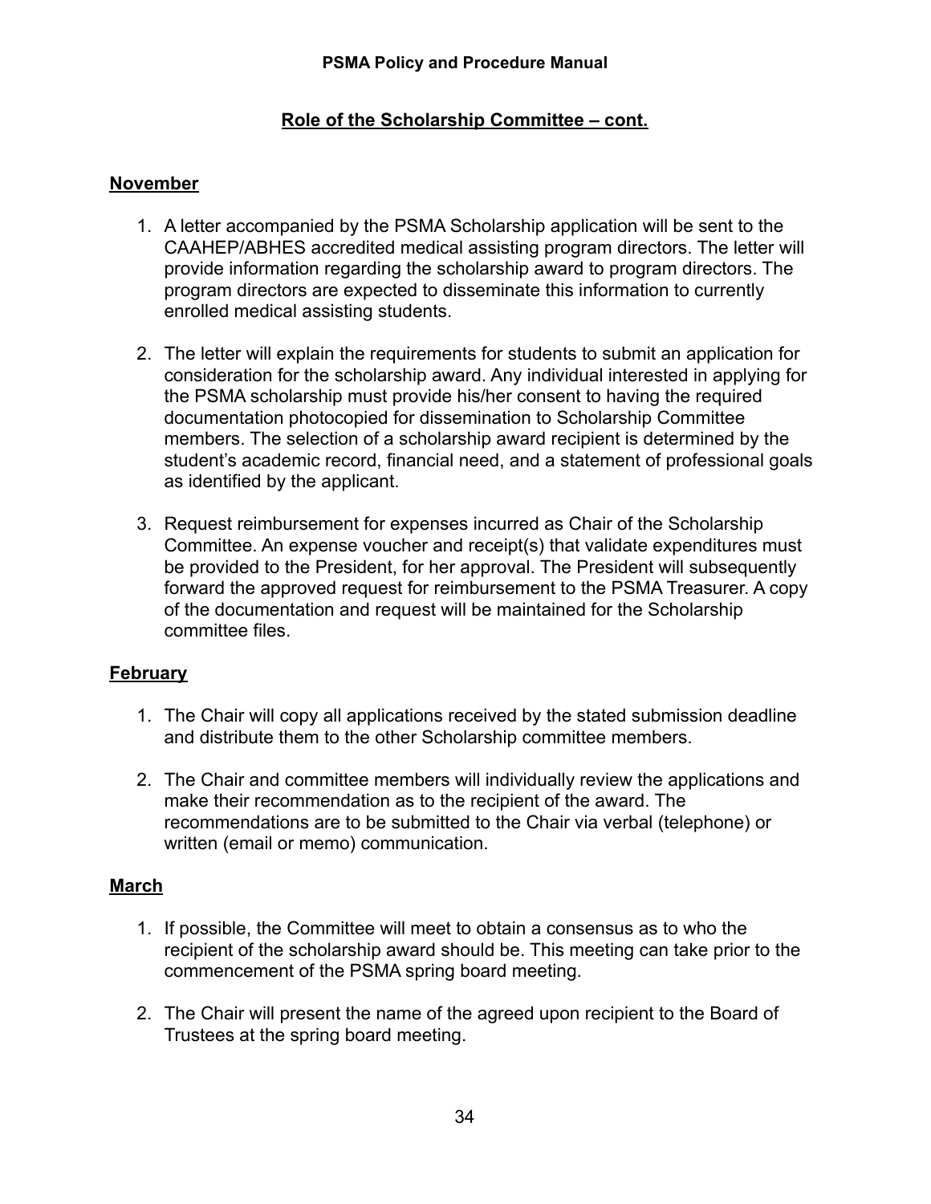## Role of the Scholarship Committee – cont.

### November

1. A letter accompanied by the PSMA Scholarship application will be sent to the CAAHEP/ABHES accredited medical assisting program directors. The letter will provide information regarding the scholarship award to program directors. The program directors are expected to disseminate this information to currently enrolled medical assisting students.

2. The letter will explain the requirements for students to submit an application for consideration for the scholarship award. Any individual interested in applying for the PSMA scholarship must provide his/her consent to having the required documentation photocopied for dissemination to Scholarship Committee members. The selection of a scholarship award recipient is determined by the student's academic record, financial need, and a statement of professional goals as identified by the applicant.

3. Request reimbursement for expenses incurred as Chair of the Scholarship Committee. An expense voucher and receipt(s) that validate expenditures must be provided to the President, for her approval. The President will subsequently forward the approved request for reimbursement to the PSMA Treasurer. A copy of the documentation and request will be maintained for the Scholarship committee files.

### February

1. The Chair will copy all applications received by the stated submission deadline and distribute them to the other Scholarship committee members.

2. The Chair and committee members will individually review the applications and make their recommendation as to the recipient of the award. The recommendations are to be submitted to the Chair via verbal (telephone) or written (email or memo) communication.

### March

1. If possible, the Committee will meet to obtain a consensus as to who the recipient of the scholarship award should be. This meeting can take prior to the commencement of the PSMA spring board meeting.

2. The Chair will present the name of the agreed upon recipient to the Board of Trustees at the spring board meeting.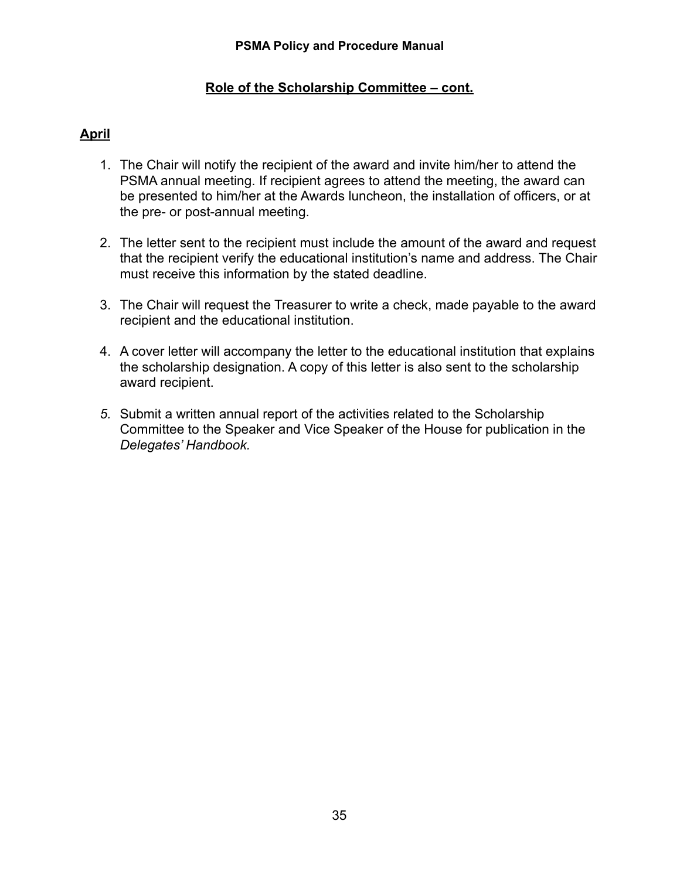## Role of the Scholarship Committee – cont.

### April

1. The Chair will notify the recipient of the award and invite him/her to attend the PSMA annual meeting. If recipient agrees to attend the meeting, the award can be presented to him/her at the Awards luncheon, the installation of officers, or at the pre- or post-annual meeting.

2. The letter sent to the recipient must include the amount of the award and request that the recipient verify the educational institution's name and address. The Chair must receive this information by the stated deadline.

3. The Chair will request the Treasurer to write a check, made payable to the award recipient and the educational institution.

4. A cover letter will accompany the letter to the educational institution that explains the scholarship designation. A copy of this letter is also sent to the scholarship award recipient.

5. Submit a written annual report of the activities related to the Scholarship Committee to the Speaker and Vice Speaker of the House for publication in the *Delegates' Handbook.*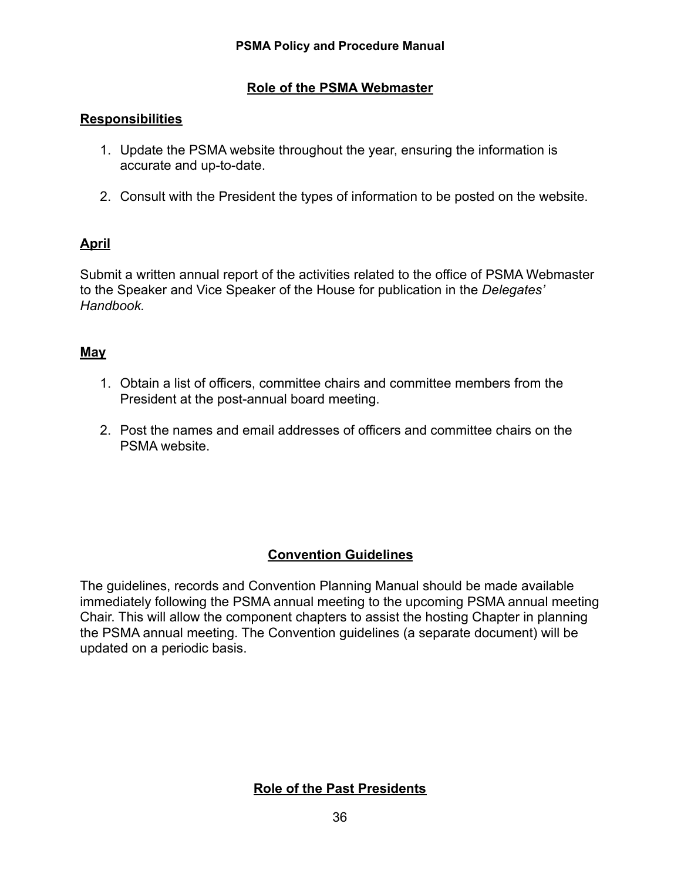## Role of the PSMA Webmaster

### Responsibilities

1. Update the PSMA website throughout the year, ensuring the information is accurate and up-to-date.

2. Consult with the President the types of information to be posted on the website.

### April

Submit a written annual report of the activities related to the office of PSMA Webmaster to the Speaker and Vice Speaker of the House for publication in the *Delegates' Handbook.*

### May

1. Obtain a list of officers, committee chairs and committee members from the President at the post-annual board meeting.

2. Post the names and email addresses of officers and committee chairs on the PSMA website.

## Convention Guidelines

The guidelines, records and Convention Planning Manual should be made available immediately following the PSMA annual meeting to the upcoming PSMA annual meeting Chair. This will allow the component chapters to assist the hosting Chapter in planning the PSMA annual meeting. The Convention guidelines (a separate document) will be updated on a periodic basis.

## Role of the Past Presidents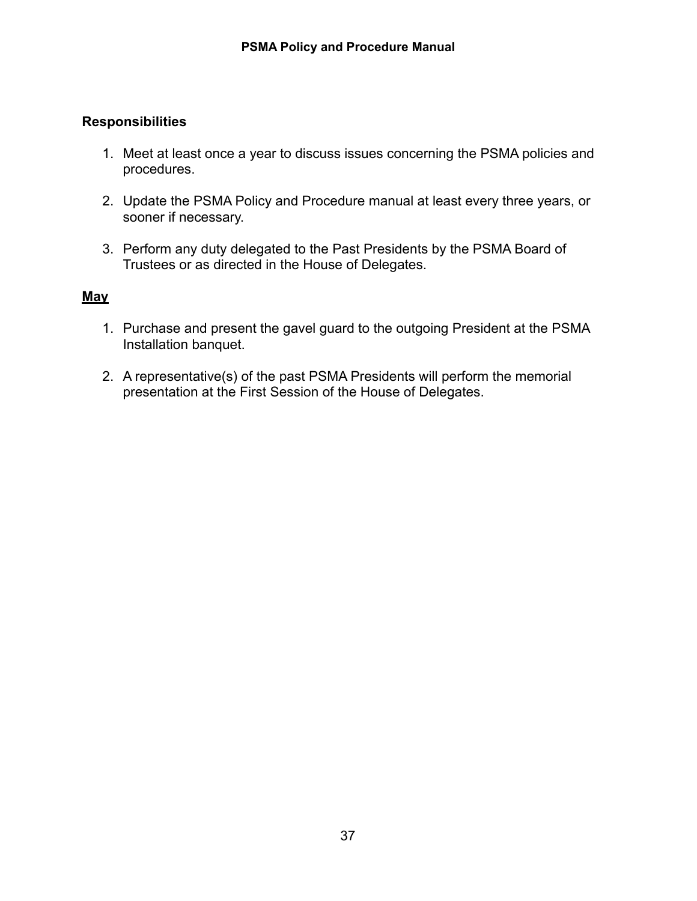**Responsibilities**

1. Meet at least once a year to discuss issues concerning the PSMA policies and procedures.

2. Update the PSMA Policy and Procedure manual at least every three years, or sooner if necessary.

3. Perform any duty delegated to the Past Presidents by the PSMA Board of Trustees or as directed in the House of Delegates.

**May**

1. Purchase and present the gavel guard to the outgoing President at the PSMA Installation banquet.

2. A representative(s) of the past PSMA Presidents will perform the memorial presentation at the First Session of the House of Delegates.